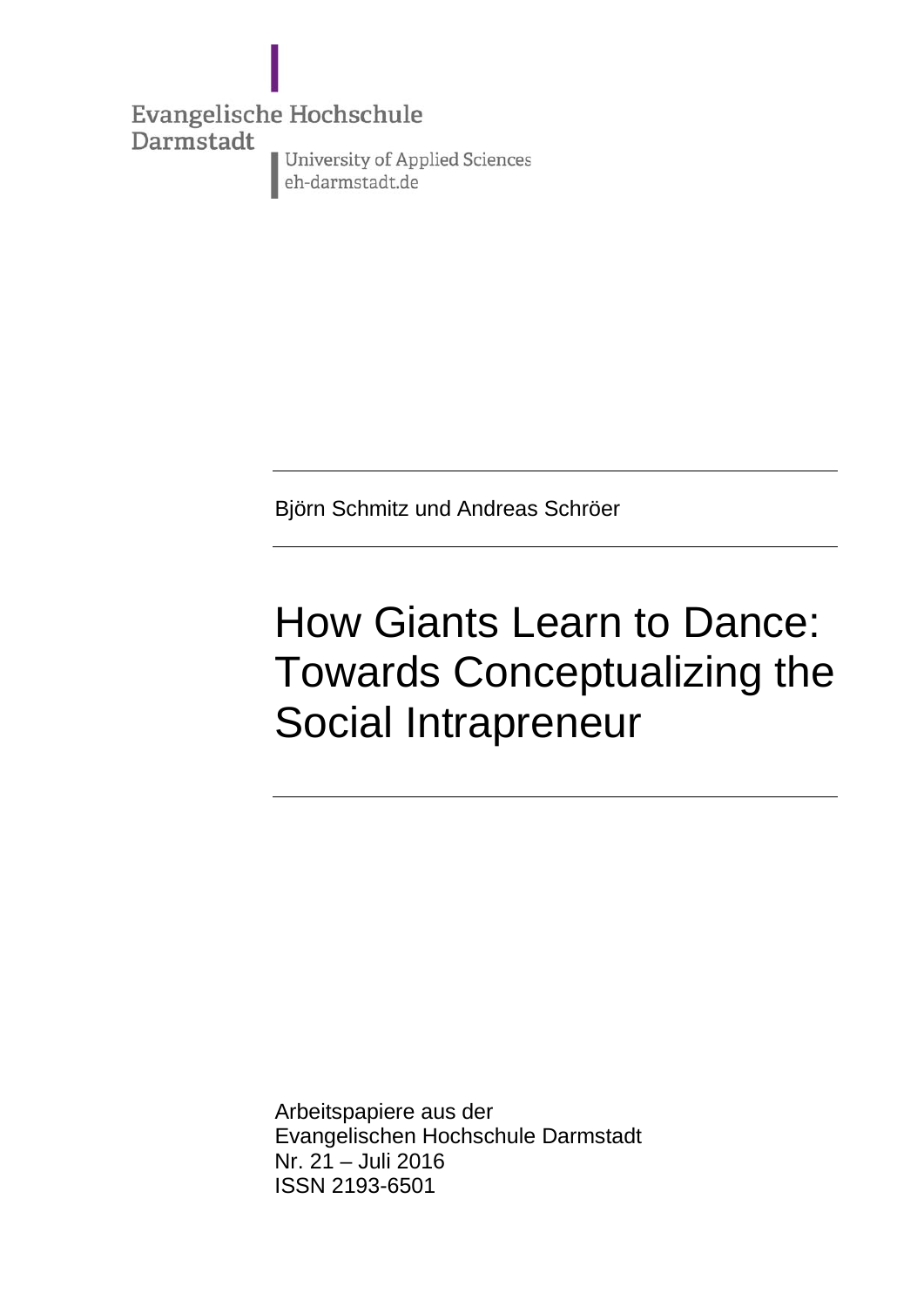Evangelische Hochschule
Darmstadt

University of Applied Sciences
eh-darmstadt.de

Björn Schmitz und Andreas Schröer

# How Giants Learn to Dance: Towards Conceptualizing the Social Intrapreneur

Arbeitspapiere aus der
Evangelischen Hochschule Darmstadt
Nr. 21 – Juli 2016
ISSN 2193-6501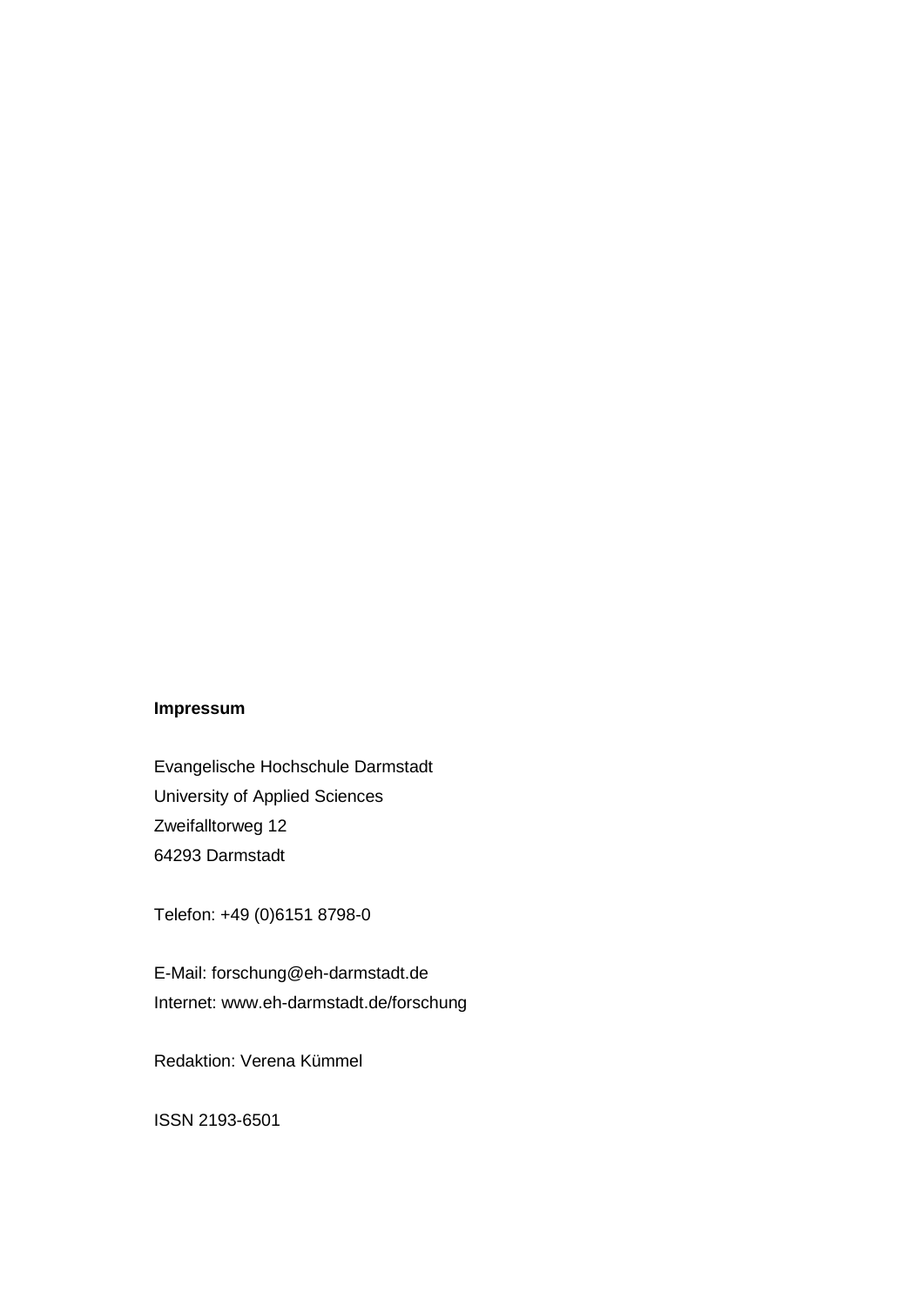**Impressum**

Evangelische Hochschule Darmstadt
University of Applied Sciences
Zweifalltorweg 12
64293 Darmstadt

Telefon: +49 (0)6151 8798-0

E-Mail: forschung@eh-darmstadt.de
Internet: www.eh-darmstadt.de/forschung

Redaktion: Verena Kümmel

ISSN 2193-6501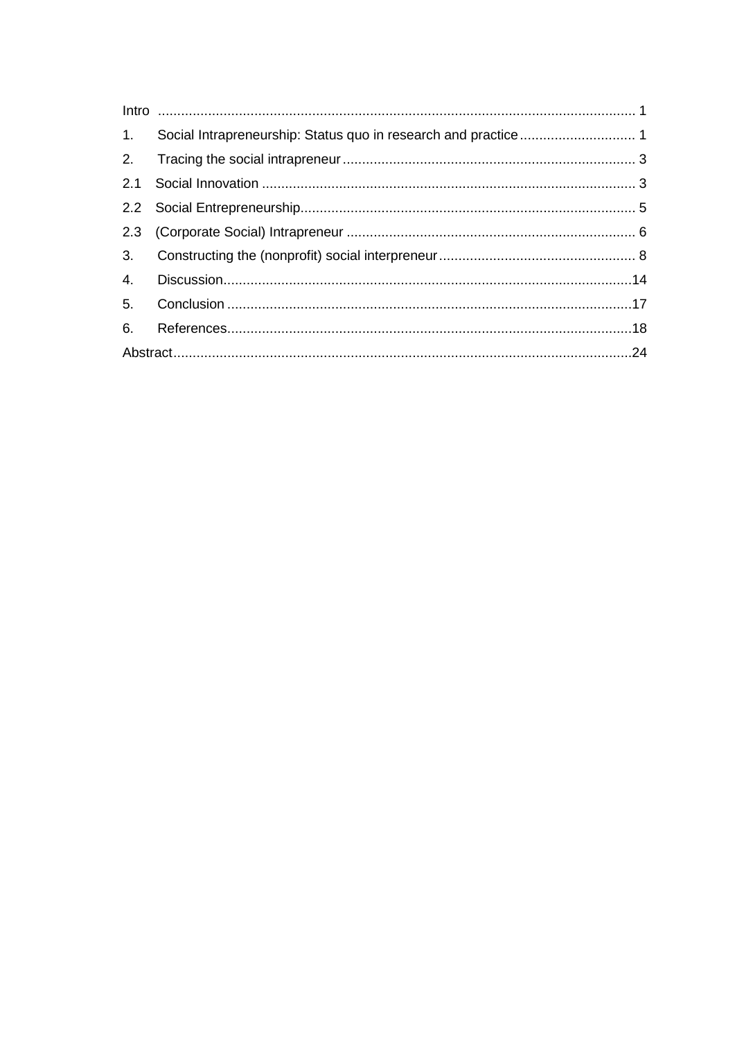Intro ........................................................................................................................... 1

1. Social Intrapreneurship: Status quo in research and practice .............................. 1

2. Tracing the social intrapreneur ............................................................................ 3

2.1 Social Innovation ................................................................................................ 3

2.2 Social Entrepreneurship....................................................................................... 5

2.3 (Corporate Social) Intrapreneur ........................................................................... 6

3. Constructing the (nonprofit) social interpreneur................................................... 8

4. Discussion.........................................................................................................14

5. Conclusion ........................................................................................................17

6. References........................................................................................................18

Abstract.......................................................................................................................24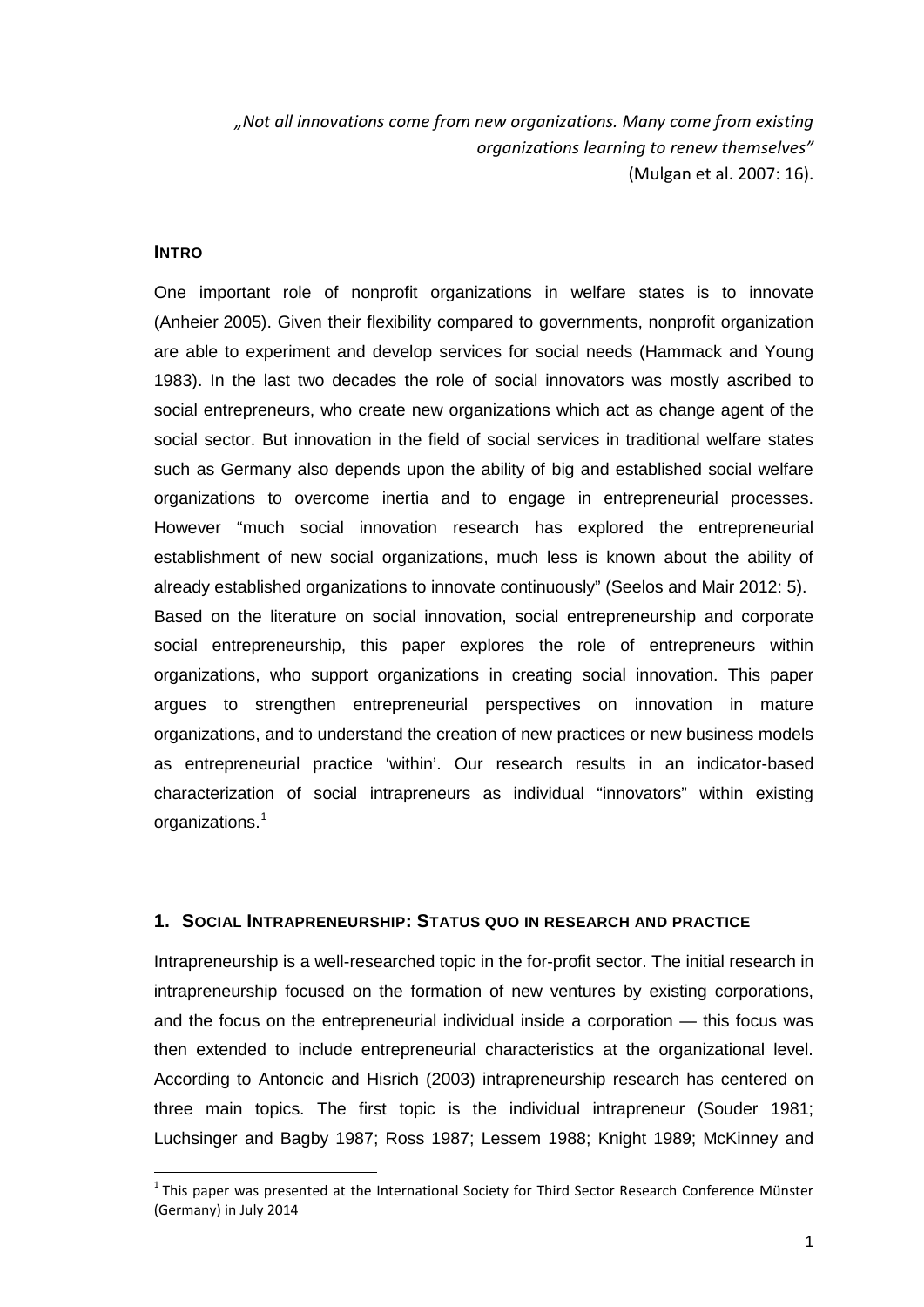*„Not all innovations come from new organizations. Many come from existing organizations learning to renew themselves"*
(Mulgan et al. 2007: 16).

## INTRO

One important role of nonprofit organizations in welfare states is to innovate (Anheier 2005). Given their flexibility compared to governments, nonprofit organization are able to experiment and develop services for social needs (Hammack and Young 1983). In the last two decades the role of social innovators was mostly ascribed to social entrepreneurs, who create new organizations which act as change agent of the social sector. But innovation in the field of social services in traditional welfare states such as Germany also depends upon the ability of big and established social welfare organizations to overcome inertia and to engage in entrepreneurial processes. However "much social innovation research has explored the entrepreneurial establishment of new social organizations, much less is known about the ability of already established organizations to innovate continuously" (Seelos and Mair 2012: 5).
Based on the literature on social innovation, social entrepreneurship and corporate social entrepreneurship, this paper explores the role of entrepreneurs within organizations, who support organizations in creating social innovation. This paper argues to strengthen entrepreneurial perspectives on innovation in mature organizations, and to understand the creation of new practices or new business models as entrepreneurial practice 'within'. Our research results in an indicator-based characterization of social intrapreneurs as individual "innovators" within existing organizations.[1]

## 1. SOCIAL INTRAPRENEURSHIP: STATUS QUO IN RESEARCH AND PRACTICE

Intrapreneurship is a well-researched topic in the for-profit sector. The initial research in intrapreneurship focused on the formation of new ventures by existing corporations, and the focus on the entrepreneurial individual inside a corporation — this focus was then extended to include entrepreneurial characteristics at the organizational level. According to Antoncic and Hisrich (2003) intrapreneurship research has centered on three main topics. The first topic is the individual intrapreneur (Souder 1981; Luchsinger and Bagby 1987; Ross 1987; Lessem 1988; Knight 1989; McKinney and

[1] This paper was presented at the International Society for Third Sector Research Conference Münster (Germany) in July 2014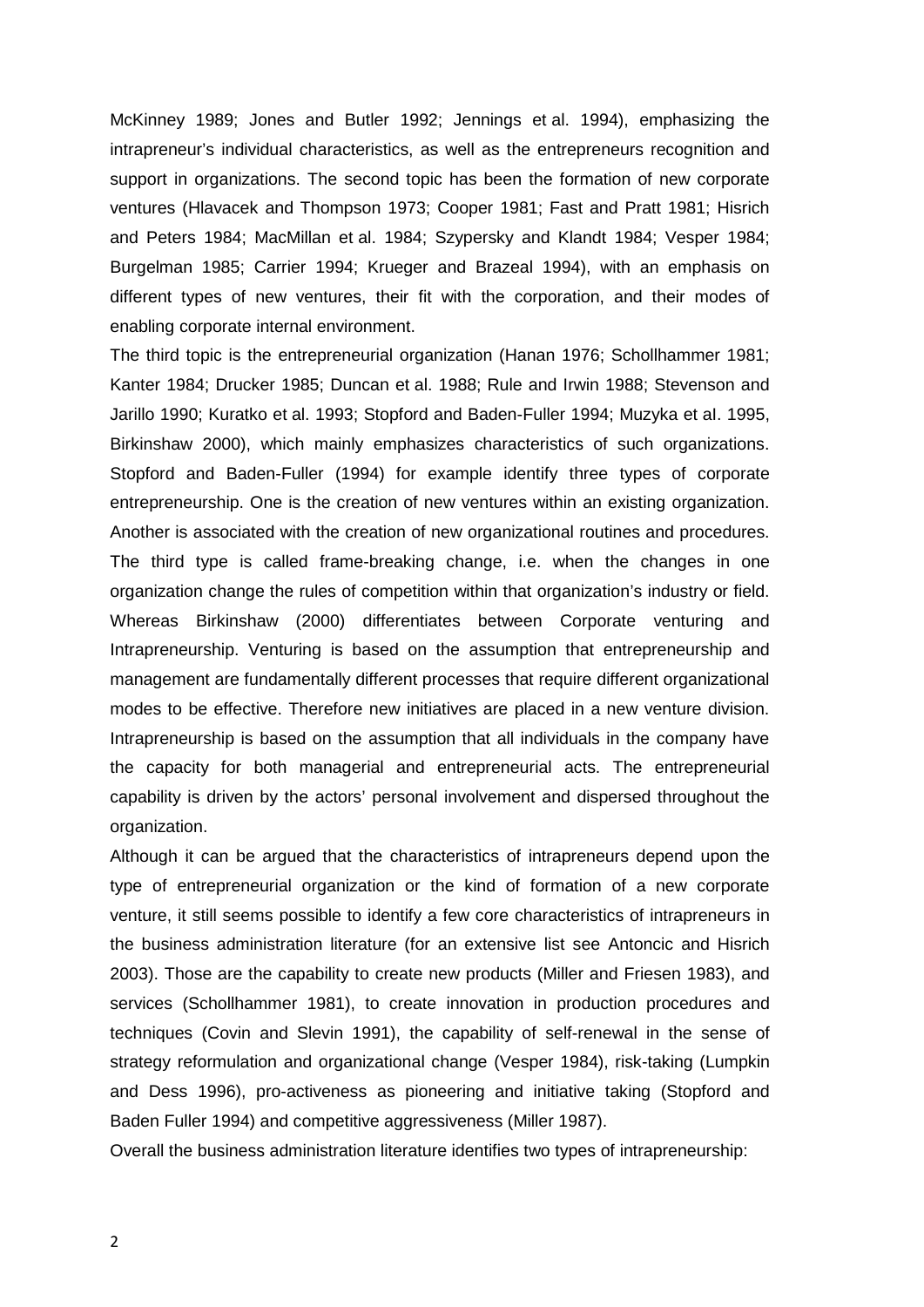McKinney 1989; Jones and Butler 1992; Jennings et al. 1994), emphasizing the intrapreneur's individual characteristics, as well as the entrepreneurs recognition and support in organizations. The second topic has been the formation of new corporate ventures (Hlavacek and Thompson 1973; Cooper 1981; Fast and Pratt 1981; Hisrich and Peters 1984; MacMillan et al. 1984; Szypersky and Klandt 1984; Vesper 1984; Burgelman 1985; Carrier 1994; Krueger and Brazeal 1994), with an emphasis on different types of new ventures, their fit with the corporation, and their modes of enabling corporate internal environment.

The third topic is the entrepreneurial organization (Hanan 1976; Schollhammer 1981; Kanter 1984; Drucker 1985; Duncan et al. 1988; Rule and Irwin 1988; Stevenson and Jarillo 1990; Kuratko et al. 1993; Stopford and Baden-Fuller 1994; Muzyka et aI. 1995, Birkinshaw 2000), which mainly emphasizes characteristics of such organizations. Stopford and Baden-Fuller (1994) for example identify three types of corporate entrepreneurship. One is the creation of new ventures within an existing organization. Another is associated with the creation of new organizational routines and procedures. The third type is called frame-breaking change, i.e. when the changes in one organization change the rules of competition within that organization's industry or field. Whereas Birkinshaw (2000) differentiates between Corporate venturing and Intrapreneurship. Venturing is based on the assumption that entrepreneurship and management are fundamentally different processes that require different organizational modes to be effective. Therefore new initiatives are placed in a new venture division. Intrapreneurship is based on the assumption that all individuals in the company have the capacity for both managerial and entrepreneurial acts. The entrepreneurial capability is driven by the actors' personal involvement and dispersed throughout the organization.

Although it can be argued that the characteristics of intrapreneurs depend upon the type of entrepreneurial organization or the kind of formation of a new corporate venture, it still seems possible to identify a few core characteristics of intrapreneurs in the business administration literature (for an extensive list see Antoncic and Hisrich 2003). Those are the capability to create new products (Miller and Friesen 1983), and services (Schollhammer 1981), to create innovation in production procedures and techniques (Covin and Slevin 1991), the capability of self-renewal in the sense of strategy reformulation and organizational change (Vesper 1984), risk-taking (Lumpkin and Dess 1996), pro-activeness as pioneering and initiative taking (Stopford and Baden Fuller 1994) and competitive aggressiveness (Miller 1987).

Overall the business administration literature identifies two types of intrapreneurship: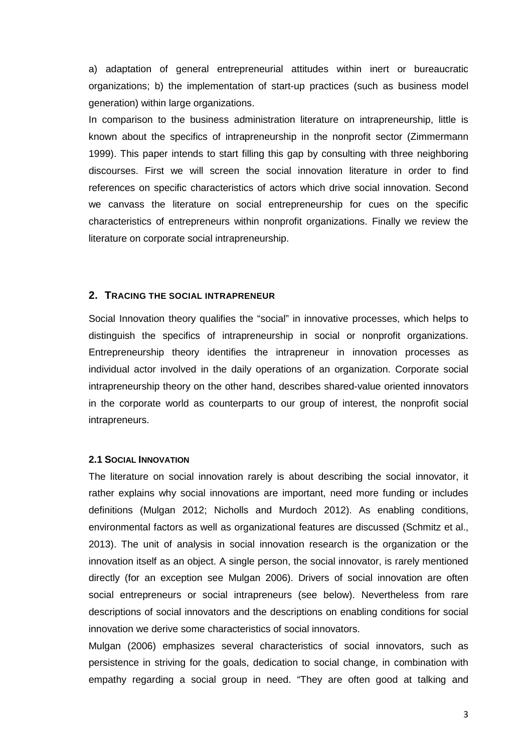a) adaptation of general entrepreneurial attitudes within inert or bureaucratic organizations; b) the implementation of start-up practices (such as business model generation) within large organizations.

In comparison to the business administration literature on intrapreneurship, little is known about the specifics of intrapreneurship in the nonprofit sector (Zimmermann 1999). This paper intends to start filling this gap by consulting with three neighboring discourses. First we will screen the social innovation literature in order to find references on specific characteristics of actors which drive social innovation. Second we canvass the literature on social entrepreneurship for cues on the specific characteristics of entrepreneurs within nonprofit organizations. Finally we review the literature on corporate social intrapreneurship.

## 2. TRACING THE SOCIAL INTRAPRENEUR

Social Innovation theory qualifies the "social" in innovative processes, which helps to distinguish the specifics of intrapreneurship in social or nonprofit organizations. Entrepreneurship theory identifies the intrapreneur in innovation processes as individual actor involved in the daily operations of an organization. Corporate social intrapreneurship theory on the other hand, describes shared-value oriented innovators in the corporate world as counterparts to our group of interest, the nonprofit social intrapreneurs.

### 2.1 SOCIAL INNOVATION

The literature on social innovation rarely is about describing the social innovator, it rather explains why social innovations are important, need more funding or includes definitions (Mulgan 2012; Nicholls and Murdoch 2012). As enabling conditions, environmental factors as well as organizational features are discussed (Schmitz et al., 2013). The unit of analysis in social innovation research is the organization or the innovation itself as an object. A single person, the social innovator, is rarely mentioned directly (for an exception see Mulgan 2006). Drivers of social innovation are often social entrepreneurs or social intrapreneurs (see below). Nevertheless from rare descriptions of social innovators and the descriptions on enabling conditions for social innovation we derive some characteristics of social innovators.

Mulgan (2006) emphasizes several characteristics of social innovators, such as persistence in striving for the goals, dedication to social change, in combination with empathy regarding a social group in need. "They are often good at talking and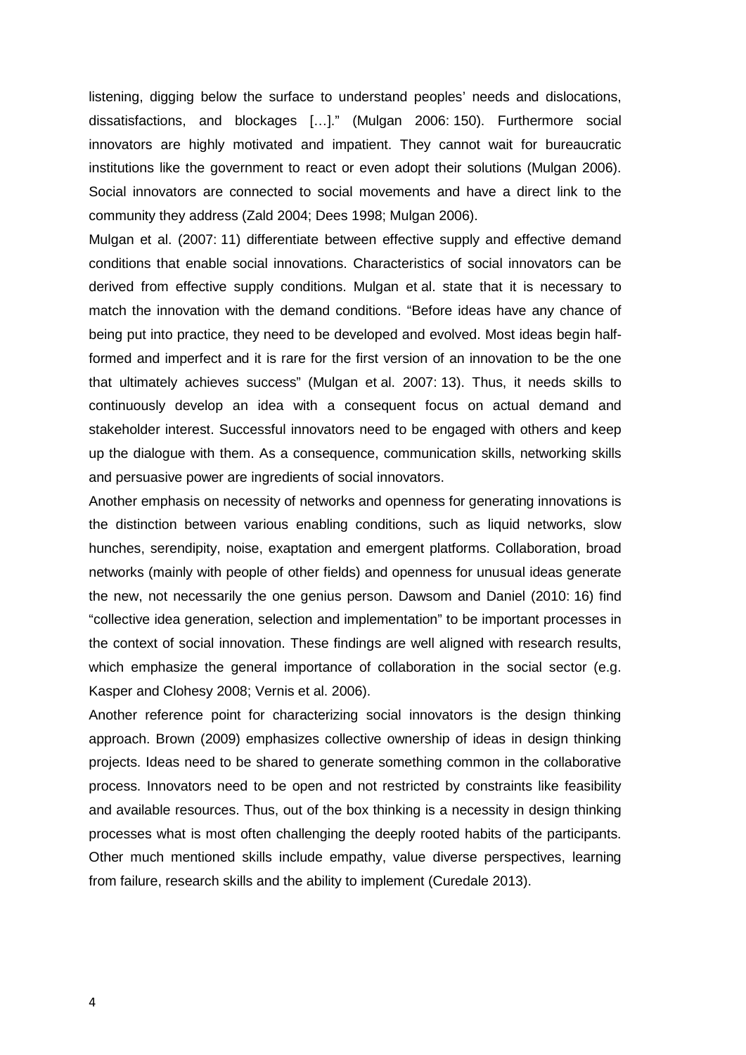listening, digging below the surface to understand peoples' needs and dislocations, dissatisfactions, and blockages […]." (Mulgan 2006: 150). Furthermore social innovators are highly motivated and impatient. They cannot wait for bureaucratic institutions like the government to react or even adopt their solutions (Mulgan 2006). Social innovators are connected to social movements and have a direct link to the community they address (Zald 2004; Dees 1998; Mulgan 2006).

Mulgan et al. (2007: 11) differentiate between effective supply and effective demand conditions that enable social innovations. Characteristics of social innovators can be derived from effective supply conditions. Mulgan et al. state that it is necessary to match the innovation with the demand conditions. "Before ideas have any chance of being put into practice, they need to be developed and evolved. Most ideas begin half-formed and imperfect and it is rare for the first version of an innovation to be the one that ultimately achieves success" (Mulgan et al. 2007: 13). Thus, it needs skills to continuously develop an idea with a consequent focus on actual demand and stakeholder interest. Successful innovators need to be engaged with others and keep up the dialogue with them. As a consequence, communication skills, networking skills and persuasive power are ingredients of social innovators.

Another emphasis on necessity of networks and openness for generating innovations is the distinction between various enabling conditions, such as liquid networks, slow hunches, serendipity, noise, exaptation and emergent platforms. Collaboration, broad networks (mainly with people of other fields) and openness for unusual ideas generate the new, not necessarily the one genius person. Dawsom and Daniel (2010: 16) find "collective idea generation, selection and implementation" to be important processes in the context of social innovation. These findings are well aligned with research results, which emphasize the general importance of collaboration in the social sector (e.g. Kasper and Clohesy 2008; Vernis et al. 2006).

Another reference point for characterizing social innovators is the design thinking approach. Brown (2009) emphasizes collective ownership of ideas in design thinking projects. Ideas need to be shared to generate something common in the collaborative process. Innovators need to be open and not restricted by constraints like feasibility and available resources. Thus, out of the box thinking is a necessity in design thinking processes what is most often challenging the deeply rooted habits of the participants. Other much mentioned skills include empathy, value diverse perspectives, learning from failure, research skills and the ability to implement (Curedale 2013).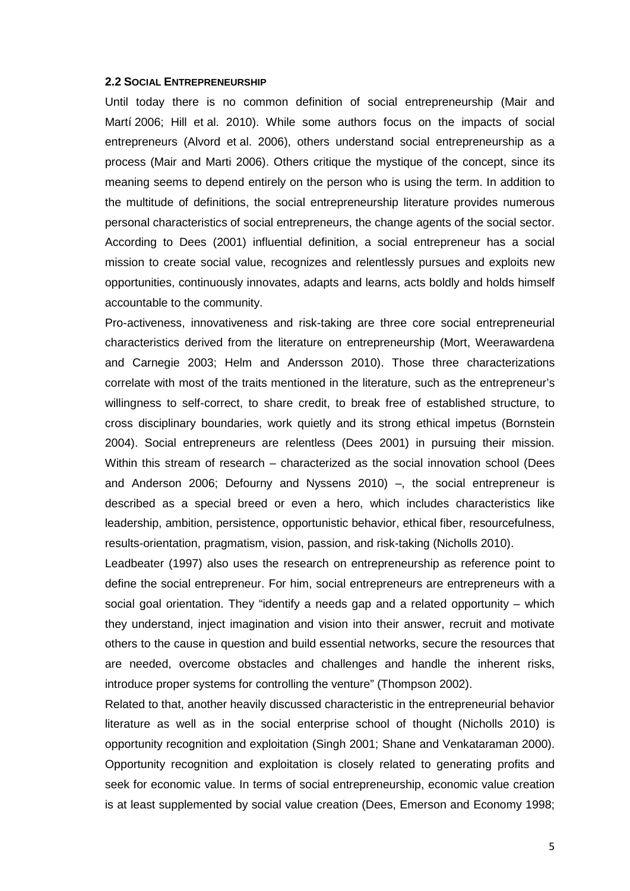## 2.2 Social Entrepreneurship

Until today there is no common definition of social entrepreneurship (Mair and Martí 2006; Hill et al. 2010). While some authors focus on the impacts of social entrepreneurs (Alvord et al. 2006), others understand social entrepreneurship as a process (Mair and Marti 2006). Others critique the mystique of the concept, since its meaning seems to depend entirely on the person who is using the term. In addition to the multitude of definitions, the social entrepreneurship literature provides numerous personal characteristics of social entrepreneurs, the change agents of the social sector. According to Dees (2001) influential definition, a social entrepreneur has a social mission to create social value, recognizes and relentlessly pursues and exploits new opportunities, continuously innovates, adapts and learns, acts boldly and holds himself accountable to the community.

Pro-activeness, innovativeness and risk-taking are three core social entrepreneurial characteristics derived from the literature on entrepreneurship (Mort, Weerawardena and Carnegie 2003; Helm and Andersson 2010). Those three characterizations correlate with most of the traits mentioned in the literature, such as the entrepreneur's willingness to self-correct, to share credit, to break free of established structure, to cross disciplinary boundaries, work quietly and its strong ethical impetus (Bornstein 2004). Social entrepreneurs are relentless (Dees 2001) in pursuing their mission. Within this stream of research – characterized as the social innovation school (Dees and Anderson 2006; Defourny and Nyssens 2010) –, the social entrepreneur is described as a special breed or even a hero, which includes characteristics like leadership, ambition, persistence, opportunistic behavior, ethical fiber, resourcefulness, results-orientation, pragmatism, vision, passion, and risk-taking (Nicholls 2010).

Leadbeater (1997) also uses the research on entrepreneurship as reference point to define the social entrepreneur. For him, social entrepreneurs are entrepreneurs with a social goal orientation. They "identify a needs gap and a related opportunity – which they understand, inject imagination and vision into their answer, recruit and motivate others to the cause in question and build essential networks, secure the resources that are needed, overcome obstacles and challenges and handle the inherent risks, introduce proper systems for controlling the venture" (Thompson 2002).

Related to that, another heavily discussed characteristic in the entrepreneurial behavior literature as well as in the social enterprise school of thought (Nicholls 2010) is opportunity recognition and exploitation (Singh 2001; Shane and Venkataraman 2000). Opportunity recognition and exploitation is closely related to generating profits and seek for economic value. In terms of social entrepreneurship, economic value creation is at least supplemented by social value creation (Dees, Emerson and Economy 1998;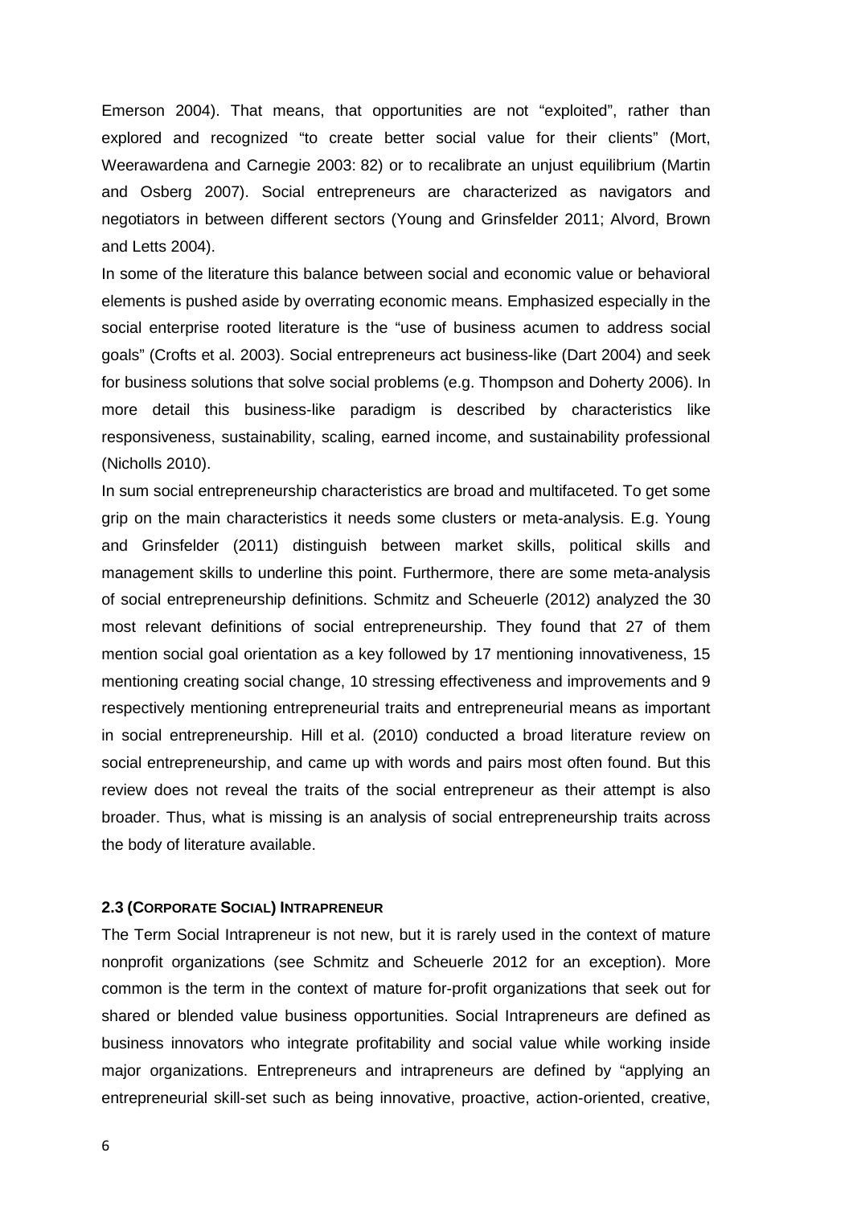Emerson 2004). That means, that opportunities are not "exploited", rather than explored and recognized "to create better social value for their clients" (Mort, Weerawardena and Carnegie 2003: 82) or to recalibrate an unjust equilibrium (Martin and Osberg 2007). Social entrepreneurs are characterized as navigators and negotiators in between different sectors (Young and Grinsfelder 2011; Alvord, Brown and Letts 2004).

In some of the literature this balance between social and economic value or behavioral elements is pushed aside by overrating economic means. Emphasized especially in the social enterprise rooted literature is the "use of business acumen to address social goals" (Crofts et al. 2003). Social entrepreneurs act business-like (Dart 2004) and seek for business solutions that solve social problems (e.g. Thompson and Doherty 2006). In more detail this business-like paradigm is described by characteristics like responsiveness, sustainability, scaling, earned income, and sustainability professional (Nicholls 2010).

In sum social entrepreneurship characteristics are broad and multifaceted. To get some grip on the main characteristics it needs some clusters or meta-analysis. E.g. Young and Grinsfelder (2011) distinguish between market skills, political skills and management skills to underline this point. Furthermore, there are some meta-analysis of social entrepreneurship definitions. Schmitz and Scheuerle (2012) analyzed the 30 most relevant definitions of social entrepreneurship. They found that 27 of them mention social goal orientation as a key followed by 17 mentioning innovativeness, 15 mentioning creating social change, 10 stressing effectiveness and improvements and 9 respectively mentioning entrepreneurial traits and entrepreneurial means as important in social entrepreneurship. Hill et al. (2010) conducted a broad literature review on social entrepreneurship, and came up with words and pairs most often found. But this review does not reveal the traits of the social entrepreneur as their attempt is also broader. Thus, what is missing is an analysis of social entrepreneurship traits across the body of literature available.

### 2.3 (Corporate Social) Intrapreneur

The Term Social Intrapreneur is not new, but it is rarely used in the context of mature nonprofit organizations (see Schmitz and Scheuerle 2012 for an exception). More common is the term in the context of mature for-profit organizations that seek out for shared or blended value business opportunities. Social Intrapreneurs are defined as business innovators who integrate profitability and social value while working inside major organizations. Entrepreneurs and intrapreneurs are defined by "applying an entrepreneurial skill-set such as being innovative, proactive, action-oriented, creative,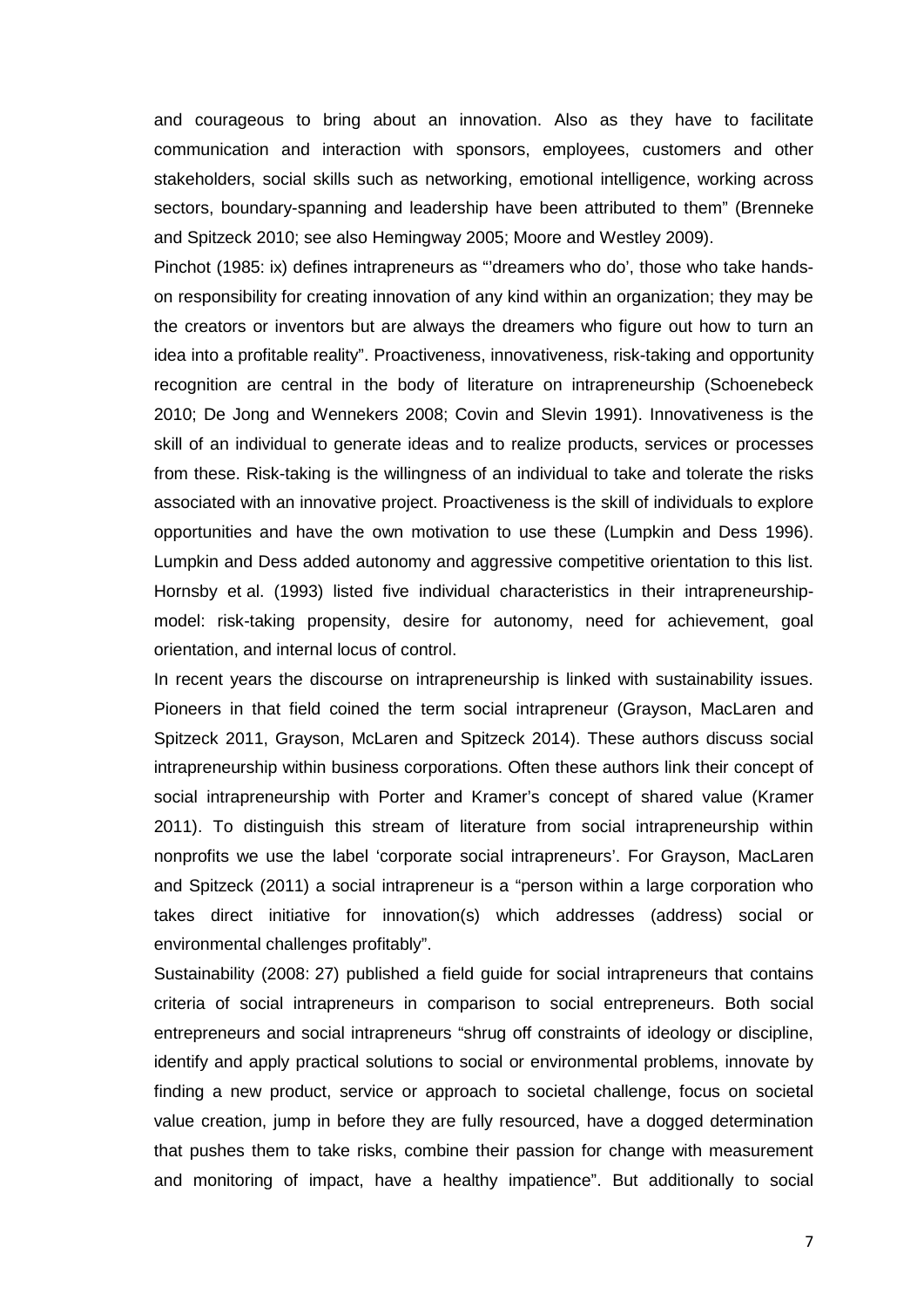and courageous to bring about an innovation. Also as they have to facilitate communication and interaction with sponsors, employees, customers and other stakeholders, social skills such as networking, emotional intelligence, working across sectors, boundary-spanning and leadership have been attributed to them" (Brenneke and Spitzeck 2010; see also Hemingway 2005; Moore and Westley 2009).

Pinchot (1985: ix) defines intrapreneurs as "'dreamers who do', those who take hands-on responsibility for creating innovation of any kind within an organization; they may be the creators or inventors but are always the dreamers who figure out how to turn an idea into a profitable reality". Proactiveness, innovativeness, risk-taking and opportunity recognition are central in the body of literature on intrapreneurship (Schoenebeck 2010; De Jong and Wennekers 2008; Covin and Slevin 1991). Innovativeness is the skill of an individual to generate ideas and to realize products, services or processes from these. Risk-taking is the willingness of an individual to take and tolerate the risks associated with an innovative project. Proactiveness is the skill of individuals to explore opportunities and have the own motivation to use these (Lumpkin and Dess 1996). Lumpkin and Dess added autonomy and aggressive competitive orientation to this list. Hornsby et al. (1993) listed five individual characteristics in their intrapreneurship-model: risk-taking propensity, desire for autonomy, need for achievement, goal orientation, and internal locus of control.

In recent years the discourse on intrapreneurship is linked with sustainability issues. Pioneers in that field coined the term social intrapreneur (Grayson, MacLaren and Spitzeck 2011, Grayson, McLaren and Spitzeck 2014). These authors discuss social intrapreneurship within business corporations. Often these authors link their concept of social intrapreneurship with Porter and Kramer's concept of shared value (Kramer 2011). To distinguish this stream of literature from social intrapreneurship within nonprofits we use the label 'corporate social intrapreneurs'. For Grayson, MacLaren and Spitzeck (2011) a social intrapreneur is a "person within a large corporation who takes direct initiative for innovation(s) which addresses (address) social or environmental challenges profitably".

Sustainability (2008: 27) published a field guide for social intrapreneurs that contains criteria of social intrapreneurs in comparison to social entrepreneurs. Both social entrepreneurs and social intrapreneurs "shrug off constraints of ideology or discipline, identify and apply practical solutions to social or environmental problems, innovate by finding a new product, service or approach to societal challenge, focus on societal value creation, jump in before they are fully resourced, have a dogged determination that pushes them to take risks, combine their passion for change with measurement and monitoring of impact, have a healthy impatience". But additionally to social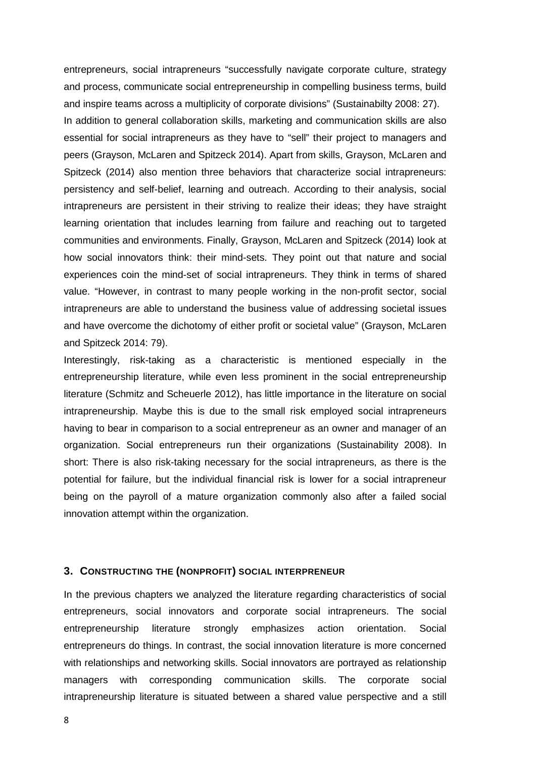entrepreneurs, social intrapreneurs "successfully navigate corporate culture, strategy and process, communicate social entrepreneurship in compelling business terms, build and inspire teams across a multiplicity of corporate divisions" (Sustainabilty 2008: 27).

In addition to general collaboration skills, marketing and communication skills are also essential for social intrapreneurs as they have to "sell" their project to managers and peers (Grayson, McLaren and Spitzeck 2014). Apart from skills, Grayson, McLaren and Spitzeck (2014) also mention three behaviors that characterize social intrapreneurs: persistency and self-belief, learning and outreach. According to their analysis, social intrapreneurs are persistent in their striving to realize their ideas; they have straight learning orientation that includes learning from failure and reaching out to targeted communities and environments. Finally, Grayson, McLaren and Spitzeck (2014) look at how social innovators think: their mind-sets. They point out that nature and social experiences coin the mind-set of social intrapreneurs. They think in terms of shared value. "However, in contrast to many people working in the non-profit sector, social intrapreneurs are able to understand the business value of addressing societal issues and have overcome the dichotomy of either profit or societal value" (Grayson, McLaren and Spitzeck 2014: 79).

Interestingly, risk-taking as a characteristic is mentioned especially in the entrepreneurship literature, while even less prominent in the social entrepreneurship literature (Schmitz and Scheuerle 2012), has little importance in the literature on social intrapreneurship. Maybe this is due to the small risk employed social intrapreneurs having to bear in comparison to a social entrepreneur as an owner and manager of an organization. Social entrepreneurs run their organizations (Sustainability 2008). In short: There is also risk-taking necessary for the social intrapreneurs, as there is the potential for failure, but the individual financial risk is lower for a social intrapreneur being on the payroll of a mature organization commonly also after a failed social innovation attempt within the organization.

## 3. CONSTRUCTING THE (NONPROFIT) SOCIAL INTERPRENEUR

In the previous chapters we analyzed the literature regarding characteristics of social entrepreneurs, social innovators and corporate social intrapreneurs. The social entrepreneurship literature strongly emphasizes action orientation. Social entrepreneurs do things. In contrast, the social innovation literature is more concerned with relationships and networking skills. Social innovators are portrayed as relationship managers with corresponding communication skills. The corporate social intrapreneurship literature is situated between a shared value perspective and a still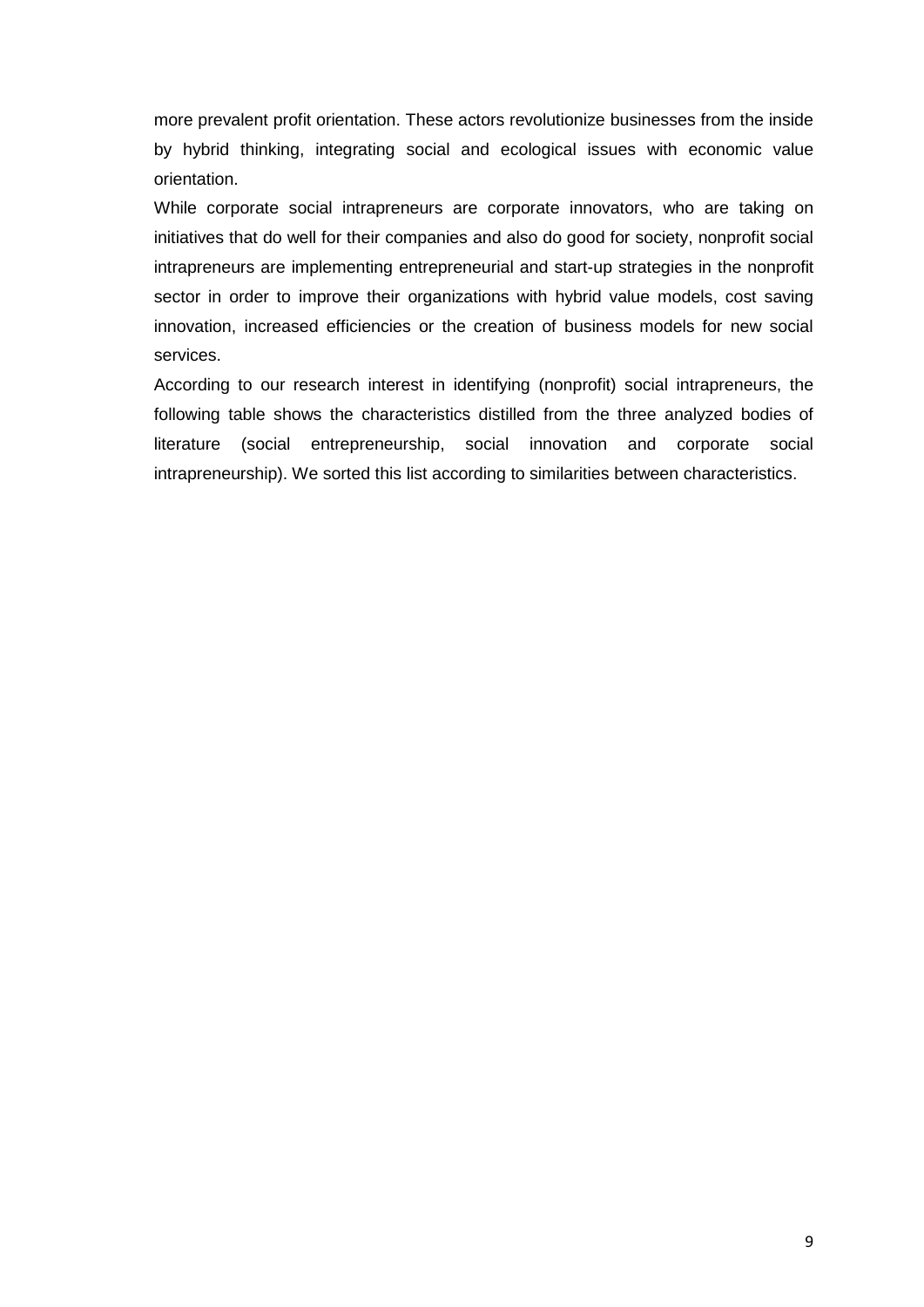more prevalent profit orientation. These actors revolutionize businesses from the inside by hybrid thinking, integrating social and ecological issues with economic value orientation.

While corporate social intrapreneurs are corporate innovators, who are taking on initiatives that do well for their companies and also do good for society, nonprofit social intrapreneurs are implementing entrepreneurial and start-up strategies in the nonprofit sector in order to improve their organizations with hybrid value models, cost saving innovation, increased efficiencies or the creation of business models for new social services.

According to our research interest in identifying (nonprofit) social intrapreneurs, the following table shows the characteristics distilled from the three analyzed bodies of literature (social entrepreneurship, social innovation and corporate social intrapreneurship). We sorted this list according to similarities between characteristics.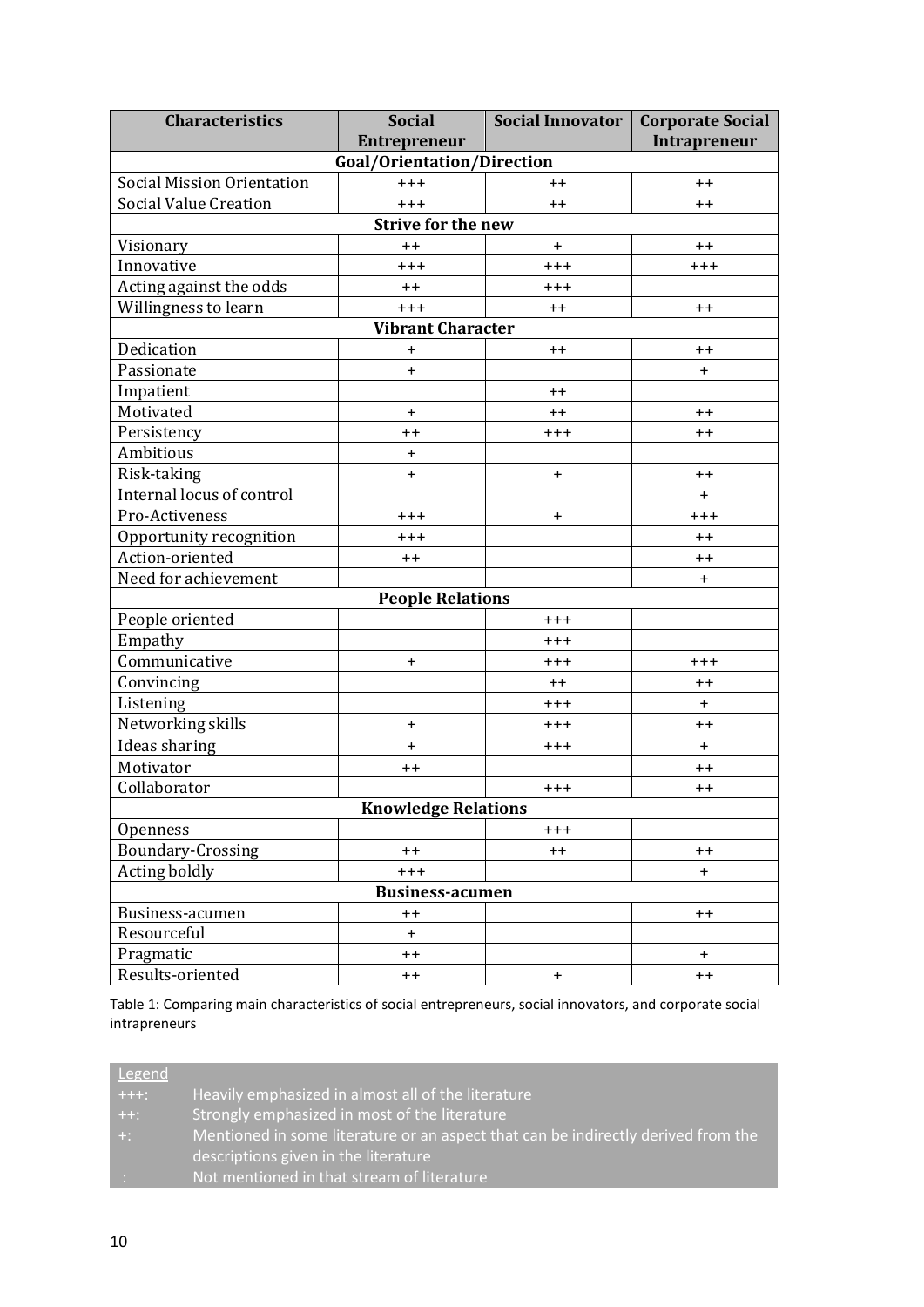| Characteristics | Social Entrepreneur | Social Innovator | Corporate Social Intrapreneur |
|---|---|---|---|
| **Goal/Orientation/Direction** | | | |
| Social Mission Orientation | +++ | ++ | ++ |
| Social Value Creation | +++ | ++ | ++ |
| **Strive for the new** | | | |
| Visionary | ++ | + | ++ |
| Innovative | +++ | +++ | +++ |
| Acting against the odds | ++ | +++ | |
| Willingness to learn | +++ | ++ | ++ |
| **Vibrant Character** | | | |
| Dedication | + | ++ | ++ |
| Passionate | + | | + |
| Impatient | | ++ | |
| Motivated | + | ++ | ++ |
| Persistency | ++ | +++ | ++ |
| Ambitious | + | | |
| Risk-taking | + | + | ++ |
| Internal locus of control | | | + |
| Pro-Activeness | +++ | + | +++ |
| Opportunity recognition | +++ | | ++ |
| Action-oriented | ++ | | ++ |
| Need for achievement | | | + |
| **People Relations** | | | |
| People oriented | | +++ | |
| Empathy | | +++ | |
| Communicative | + | +++ | +++ |
| Convincing | | ++ | ++ |
| Listening | | +++ | + |
| Networking skills | + | +++ | ++ |
| Ideas sharing | + | +++ | + |
| Motivator | ++ | | ++ |
| Collaborator | | +++ | ++ |
| **Knowledge Relations** | | | |
| Openness | | +++ | |
| Boundary-Crossing | ++ | ++ | ++ |
| Acting boldly | +++ | | + |
| **Business-acumen** | | | |
| Business-acumen | ++ | | ++ |
| Resourceful | + | | |
| Pragmatic | ++ | | + |
| Results-oriented | ++ | + | ++ |

Table 1: Comparing main characteristics of social entrepreneurs, social innovators, and corporate social intrapreneurs

| Legend | |
|---|---|
| +++: | Heavily emphasized in almost all of the literature |
| ++: | Strongly emphasized in most of the literature |
| +: | Mentioned in some literature or an aspect that can be indirectly derived from the descriptions given in the literature |
| : | Not mentioned in that stream of literature |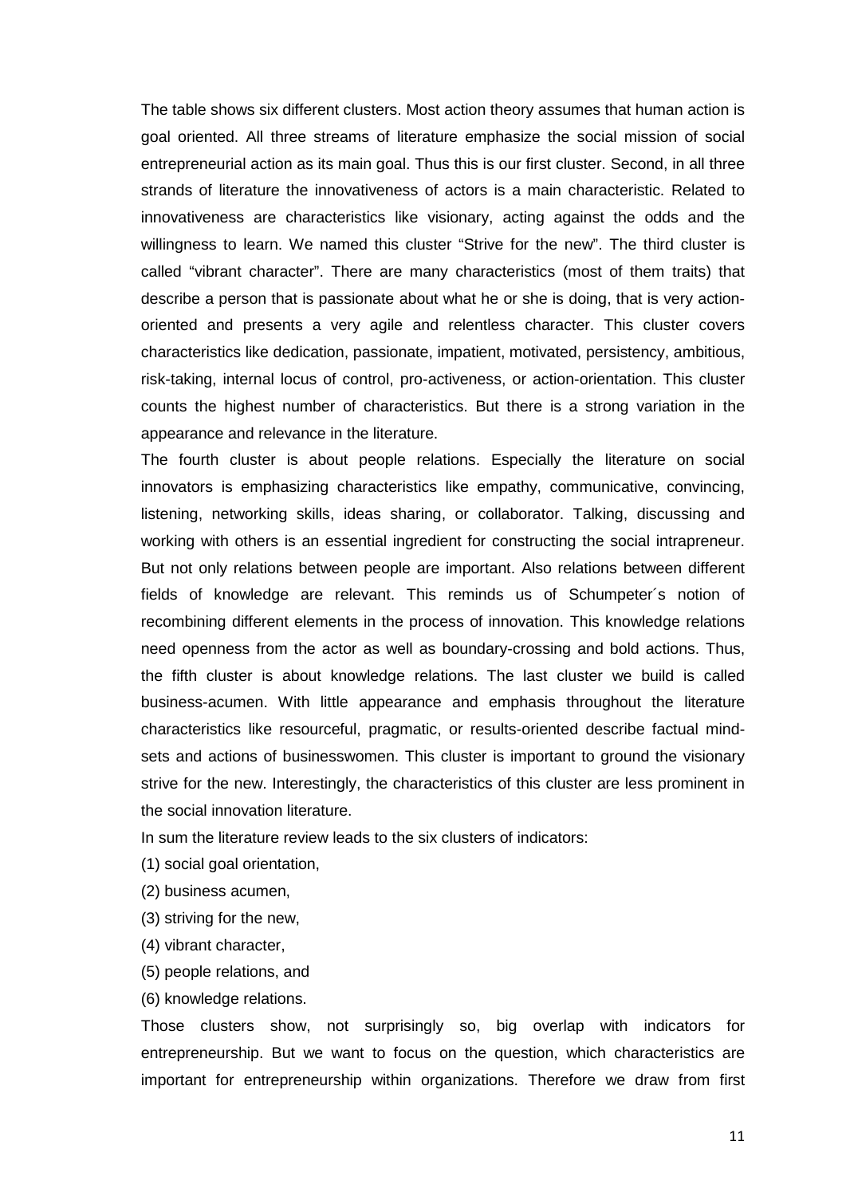The table shows six different clusters. Most action theory assumes that human action is goal oriented. All three streams of literature emphasize the social mission of social entrepreneurial action as its main goal. Thus this is our first cluster. Second, in all three strands of literature the innovativeness of actors is a main characteristic. Related to innovativeness are characteristics like visionary, acting against the odds and the willingness to learn. We named this cluster "Strive for the new". The third cluster is called "vibrant character". There are many characteristics (most of them traits) that describe a person that is passionate about what he or she is doing, that is very action-oriented and presents a very agile and relentless character. This cluster covers characteristics like dedication, passionate, impatient, motivated, persistency, ambitious, risk-taking, internal locus of control, pro-activeness, or action-orientation. This cluster counts the highest number of characteristics. But there is a strong variation in the appearance and relevance in the literature.

The fourth cluster is about people relations. Especially the literature on social innovators is emphasizing characteristics like empathy, communicative, convincing, listening, networking skills, ideas sharing, or collaborator. Talking, discussing and working with others is an essential ingredient for constructing the social intrapreneur. But not only relations between people are important. Also relations between different fields of knowledge are relevant. This reminds us of Schumpeter´s notion of recombining different elements in the process of innovation. This knowledge relations need openness from the actor as well as boundary-crossing and bold actions. Thus, the fifth cluster is about knowledge relations. The last cluster we build is called business-acumen. With little appearance and emphasis throughout the literature characteristics like resourceful, pragmatic, or results-oriented describe factual mind-sets and actions of businesswomen. This cluster is important to ground the visionary strive for the new. Interestingly, the characteristics of this cluster are less prominent in the social innovation literature.

In sum the literature review leads to the six clusters of indicators:

(1) social goal orientation,

(2) business acumen,

(3) striving for the new,

(4) vibrant character,

(5) people relations, and

(6) knowledge relations.

Those clusters show, not surprisingly so, big overlap with indicators for entrepreneurship. But we want to focus on the question, which characteristics are important for entrepreneurship within organizations. Therefore we draw from first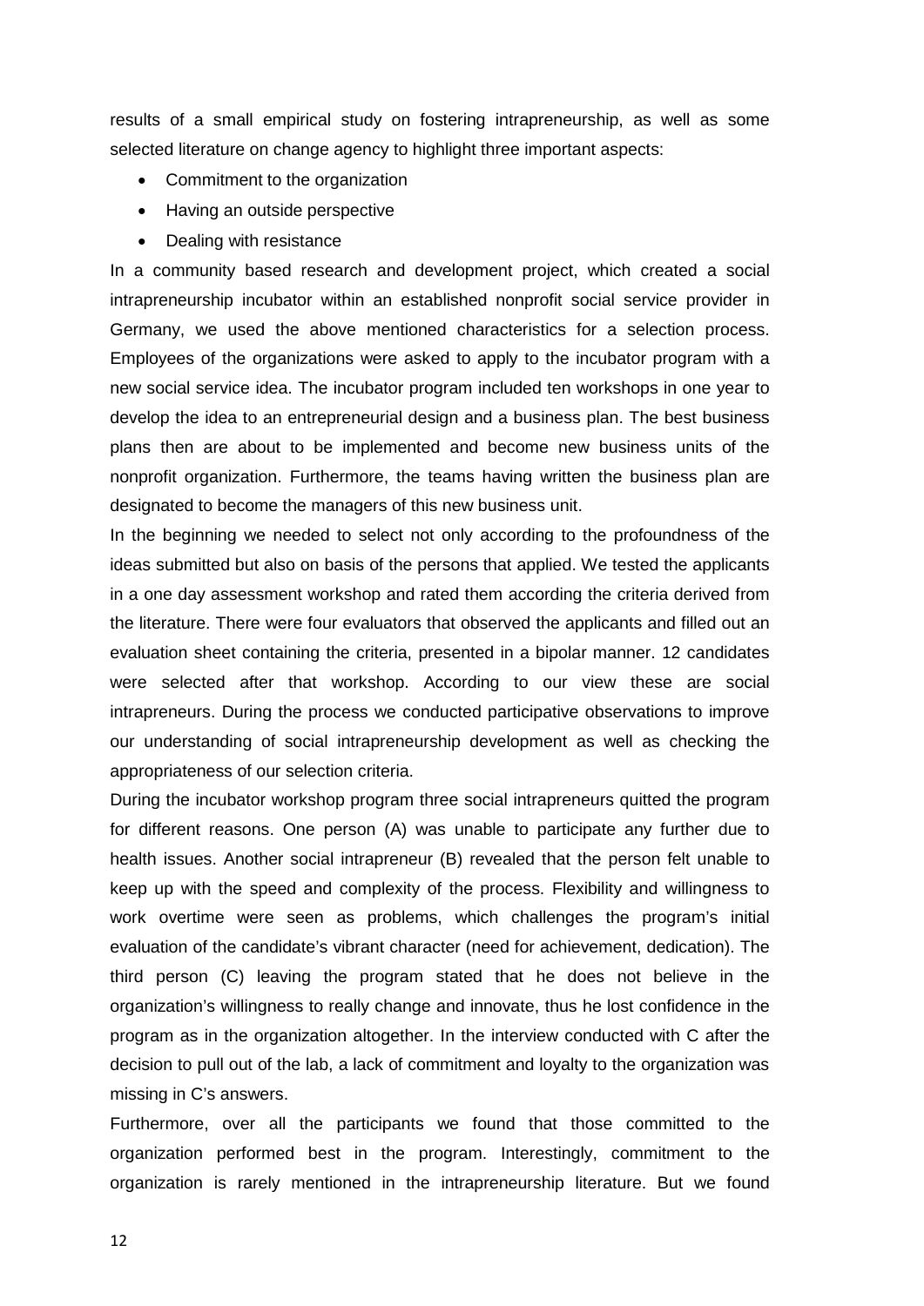results of a small empirical study on fostering intrapreneurship, as well as some selected literature on change agency to highlight three important aspects:

- Commitment to the organization
- Having an outside perspective
- Dealing with resistance

In a community based research and development project, which created a social intrapreneurship incubator within an established nonprofit social service provider in Germany, we used the above mentioned characteristics for a selection process. Employees of the organizations were asked to apply to the incubator program with a new social service idea. The incubator program included ten workshops in one year to develop the idea to an entrepreneurial design and a business plan. The best business plans then are about to be implemented and become new business units of the nonprofit organization. Furthermore, the teams having written the business plan are designated to become the managers of this new business unit.

In the beginning we needed to select not only according to the profoundness of the ideas submitted but also on basis of the persons that applied. We tested the applicants in a one day assessment workshop and rated them according the criteria derived from the literature. There were four evaluators that observed the applicants and filled out an evaluation sheet containing the criteria, presented in a bipolar manner. 12 candidates were selected after that workshop. According to our view these are social intrapreneurs. During the process we conducted participative observations to improve our understanding of social intrapreneurship development as well as checking the appropriateness of our selection criteria.

During the incubator workshop program three social intrapreneurs quitted the program for different reasons. One person (A) was unable to participate any further due to health issues. Another social intrapreneur (B) revealed that the person felt unable to keep up with the speed and complexity of the process. Flexibility and willingness to work overtime were seen as problems, which challenges the program's initial evaluation of the candidate's vibrant character (need for achievement, dedication). The third person (C) leaving the program stated that he does not believe in the organization's willingness to really change and innovate, thus he lost confidence in the program as in the organization altogether. In the interview conducted with C after the decision to pull out of the lab, a lack of commitment and loyalty to the organization was missing in C's answers.

Furthermore, over all the participants we found that those committed to the organization performed best in the program. Interestingly, commitment to the organization is rarely mentioned in the intrapreneurship literature. But we found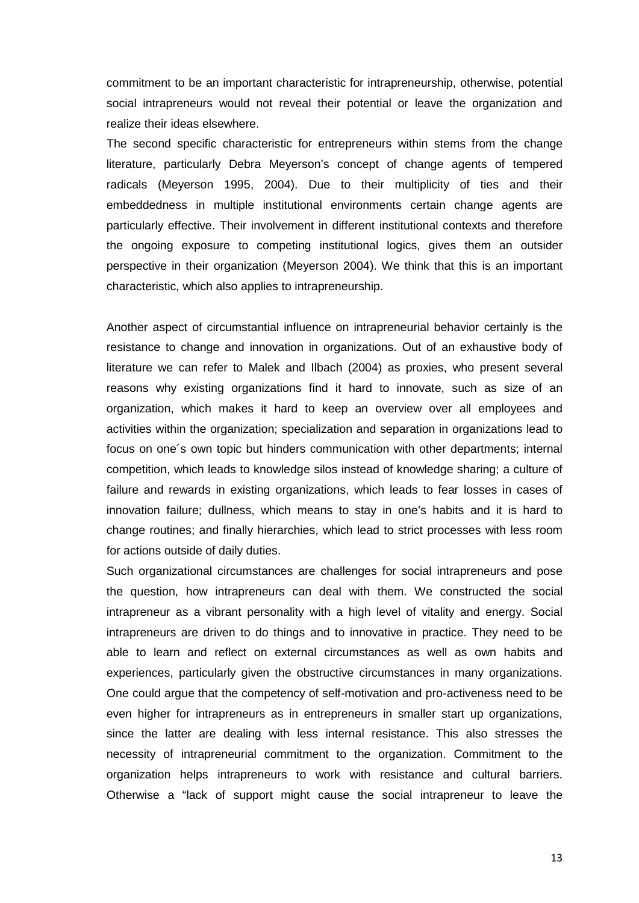commitment to be an important characteristic for intrapreneurship, otherwise, potential social intrapreneurs would not reveal their potential or leave the organization and realize their ideas elsewhere.

The second specific characteristic for entrepreneurs within stems from the change literature, particularly Debra Meyerson's concept of change agents of tempered radicals (Meyerson 1995, 2004). Due to their multiplicity of ties and their embeddedness in multiple institutional environments certain change agents are particularly effective. Their involvement in different institutional contexts and therefore the ongoing exposure to competing institutional logics, gives them an outsider perspective in their organization (Meyerson 2004). We think that this is an important characteristic, which also applies to intrapreneurship.

Another aspect of circumstantial influence on intrapreneurial behavior certainly is the resistance to change and innovation in organizations. Out of an exhaustive body of literature we can refer to Malek and Ilbach (2004) as proxies, who present several reasons why existing organizations find it hard to innovate, such as size of an organization, which makes it hard to keep an overview over all employees and activities within the organization; specialization and separation in organizations lead to focus on one´s own topic but hinders communication with other departments; internal competition, which leads to knowledge silos instead of knowledge sharing; a culture of failure and rewards in existing organizations, which leads to fear losses in cases of innovation failure; dullness, which means to stay in one's habits and it is hard to change routines; and finally hierarchies, which lead to strict processes with less room for actions outside of daily duties.

Such organizational circumstances are challenges for social intrapreneurs and pose the question, how intrapreneurs can deal with them. We constructed the social intrapreneur as a vibrant personality with a high level of vitality and energy. Social intrapreneurs are driven to do things and to innovative in practice. They need to be able to learn and reflect on external circumstances as well as own habits and experiences, particularly given the obstructive circumstances in many organizations. One could argue that the competency of self-motivation and pro-activeness need to be even higher for intrapreneurs as in entrepreneurs in smaller start up organizations, since the latter are dealing with less internal resistance. This also stresses the necessity of intrapreneurial commitment to the organization. Commitment to the organization helps intrapreneurs to work with resistance and cultural barriers. Otherwise a "lack of support might cause the social intrapreneur to leave the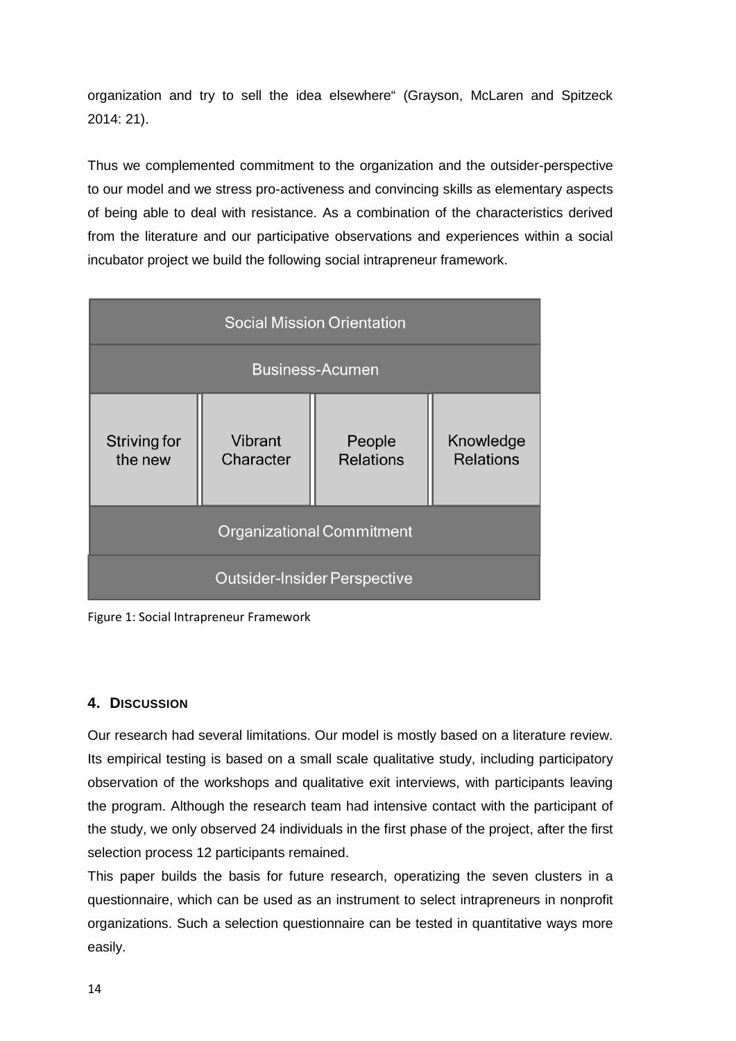organization and try to sell the idea elsewhere“ (Grayson, McLaren and Spitzeck 2014: 21).

Thus we complemented commitment to the organization and the outsider-perspective to our model and we stress pro-activeness and convincing skills as elementary aspects of being able to deal with resistance. As a combination of the characteristics derived from the literature and our participative observations and experiences within a social incubator project we build the following social intrapreneur framework.

| Social Mission Orientation | | | |
|---|---|---|---|
| Business-Acumen | | | |
| Striving for the new | Vibrant Character | People Relations | Knowledge Relations |
| Organizational Commitment | | | |
| Outsider-Insider Perspective | | | |

Figure 1: Social Intrapreneur Framework

## 4. Discussion

Our research had several limitations. Our model is mostly based on a literature review. Its empirical testing is based on a small scale qualitative study, including participatory observation of the workshops and qualitative exit interviews, with participants leaving the program. Although the research team had intensive contact with the participant of the study, we only observed 24 individuals in the first phase of the project, after the first selection process 12 participants remained.

This paper builds the basis for future research, operatizing the seven clusters in a questionnaire, which can be used as an instrument to select intrapreneurs in nonprofit organizations. Such a selection questionnaire can be tested in quantitative ways more easily.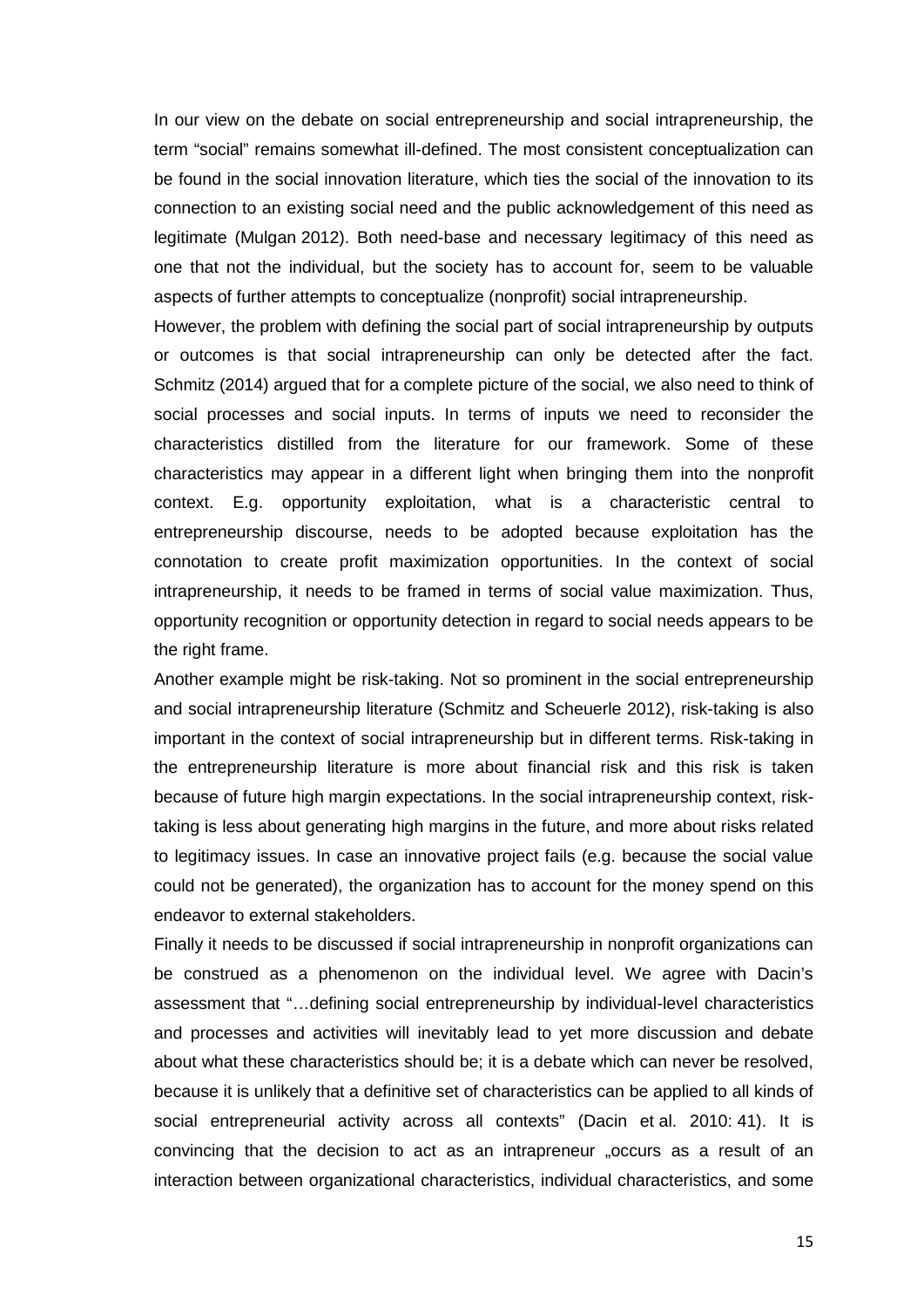In our view on the debate on social entrepreneurship and social intrapreneurship, the term "social" remains somewhat ill-defined. The most consistent conceptualization can be found in the social innovation literature, which ties the social of the innovation to its connection to an existing social need and the public acknowledgement of this need as legitimate (Mulgan 2012). Both need-base and necessary legitimacy of this need as one that not the individual, but the society has to account for, seem to be valuable aspects of further attempts to conceptualize (nonprofit) social intrapreneurship.

However, the problem with defining the social part of social intrapreneurship by outputs or outcomes is that social intrapreneurship can only be detected after the fact. Schmitz (2014) argued that for a complete picture of the social, we also need to think of social processes and social inputs. In terms of inputs we need to reconsider the characteristics distilled from the literature for our framework. Some of these characteristics may appear in a different light when bringing them into the nonprofit context. E.g. opportunity exploitation, what is a characteristic central to entrepreneurship discourse, needs to be adopted because exploitation has the connotation to create profit maximization opportunities. In the context of social intrapreneurship, it needs to be framed in terms of social value maximization. Thus, opportunity recognition or opportunity detection in regard to social needs appears to be the right frame.

Another example might be risk-taking. Not so prominent in the social entrepreneurship and social intrapreneurship literature (Schmitz and Scheuerle 2012), risk-taking is also important in the context of social intrapreneurship but in different terms. Risk-taking in the entrepreneurship literature is more about financial risk and this risk is taken because of future high margin expectations. In the social intrapreneurship context, risk-taking is less about generating high margins in the future, and more about risks related to legitimacy issues. In case an innovative project fails (e.g. because the social value could not be generated), the organization has to account for the money spend on this endeavor to external stakeholders.

Finally it needs to be discussed if social intrapreneurship in nonprofit organizations can be construed as a phenomenon on the individual level. We agree with Dacin's assessment that "…defining social entrepreneurship by individual-level characteristics and processes and activities will inevitably lead to yet more discussion and debate about what these characteristics should be; it is a debate which can never be resolved, because it is unlikely that a definitive set of characteristics can be applied to all kinds of social entrepreneurial activity across all contexts" (Dacin et al. 2010: 41). It is convincing that the decision to act as an intrapreneur „occurs as a result of an interaction between organizational characteristics, individual characteristics, and some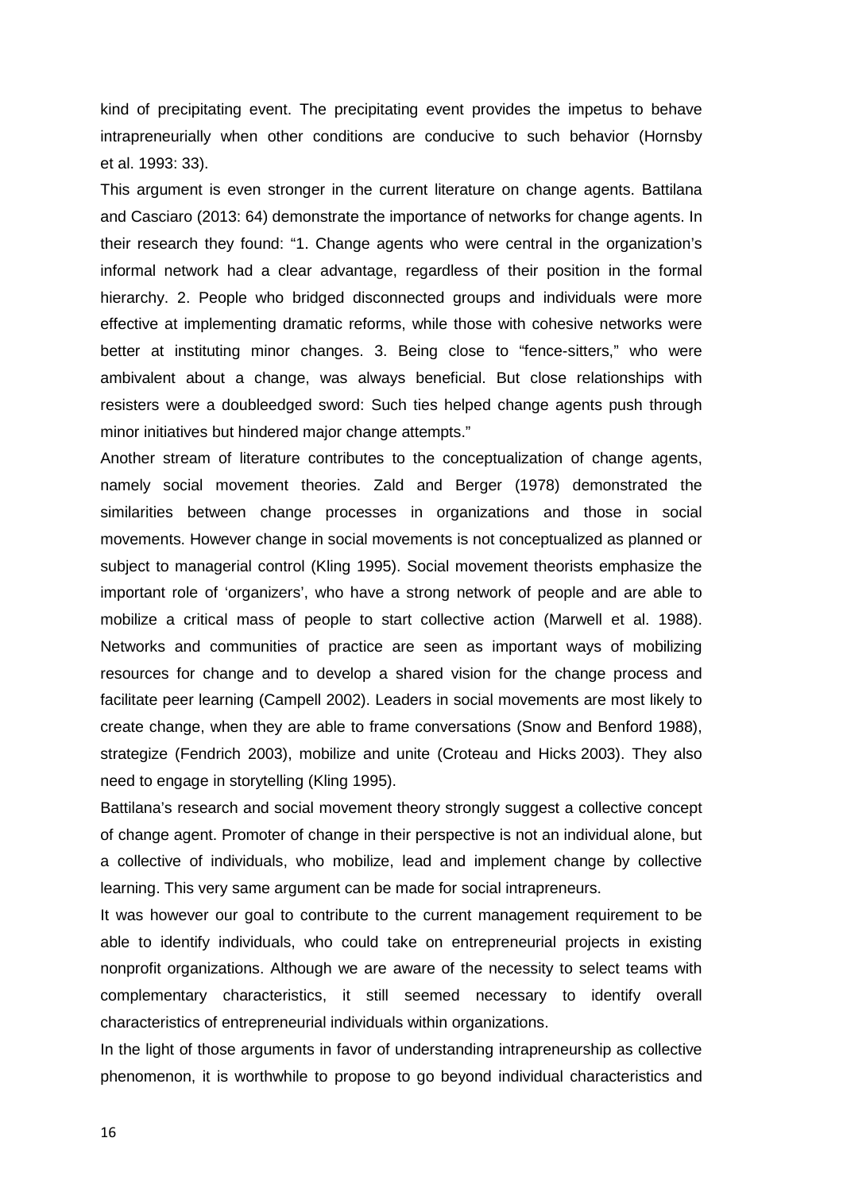kind of precipitating event. The precipitating event provides the impetus to behave intrapreneurially when other conditions are conducive to such behavior (Hornsby et al. 1993: 33).

This argument is even stronger in the current literature on change agents. Battilana and Casciaro (2013: 64) demonstrate the importance of networks for change agents. In their research they found: "1. Change agents who were central in the organization's informal network had a clear advantage, regardless of their position in the formal hierarchy. 2. People who bridged disconnected groups and individuals were more effective at implementing dramatic reforms, while those with cohesive networks were better at instituting minor changes. 3. Being close to "fence-sitters," who were ambivalent about a change, was always beneficial. But close relationships with resisters were a doubleedged sword: Such ties helped change agents push through minor initiatives but hindered major change attempts."

Another stream of literature contributes to the conceptualization of change agents, namely social movement theories. Zald and Berger (1978) demonstrated the similarities between change processes in organizations and those in social movements. However change in social movements is not conceptualized as planned or subject to managerial control (Kling 1995). Social movement theorists emphasize the important role of 'organizers', who have a strong network of people and are able to mobilize a critical mass of people to start collective action (Marwell et al. 1988). Networks and communities of practice are seen as important ways of mobilizing resources for change and to develop a shared vision for the change process and facilitate peer learning (Campell 2002). Leaders in social movements are most likely to create change, when they are able to frame conversations (Snow and Benford 1988), strategize (Fendrich 2003), mobilize and unite (Croteau and Hicks 2003). They also need to engage in storytelling (Kling 1995).

Battilana's research and social movement theory strongly suggest a collective concept of change agent. Promoter of change in their perspective is not an individual alone, but a collective of individuals, who mobilize, lead and implement change by collective learning. This very same argument can be made for social intrapreneurs.

It was however our goal to contribute to the current management requirement to be able to identify individuals, who could take on entrepreneurial projects in existing nonprofit organizations. Although we are aware of the necessity to select teams with complementary characteristics, it still seemed necessary to identify overall characteristics of entrepreneurial individuals within organizations.

In the light of those arguments in favor of understanding intrapreneurship as collective phenomenon, it is worthwhile to propose to go beyond individual characteristics and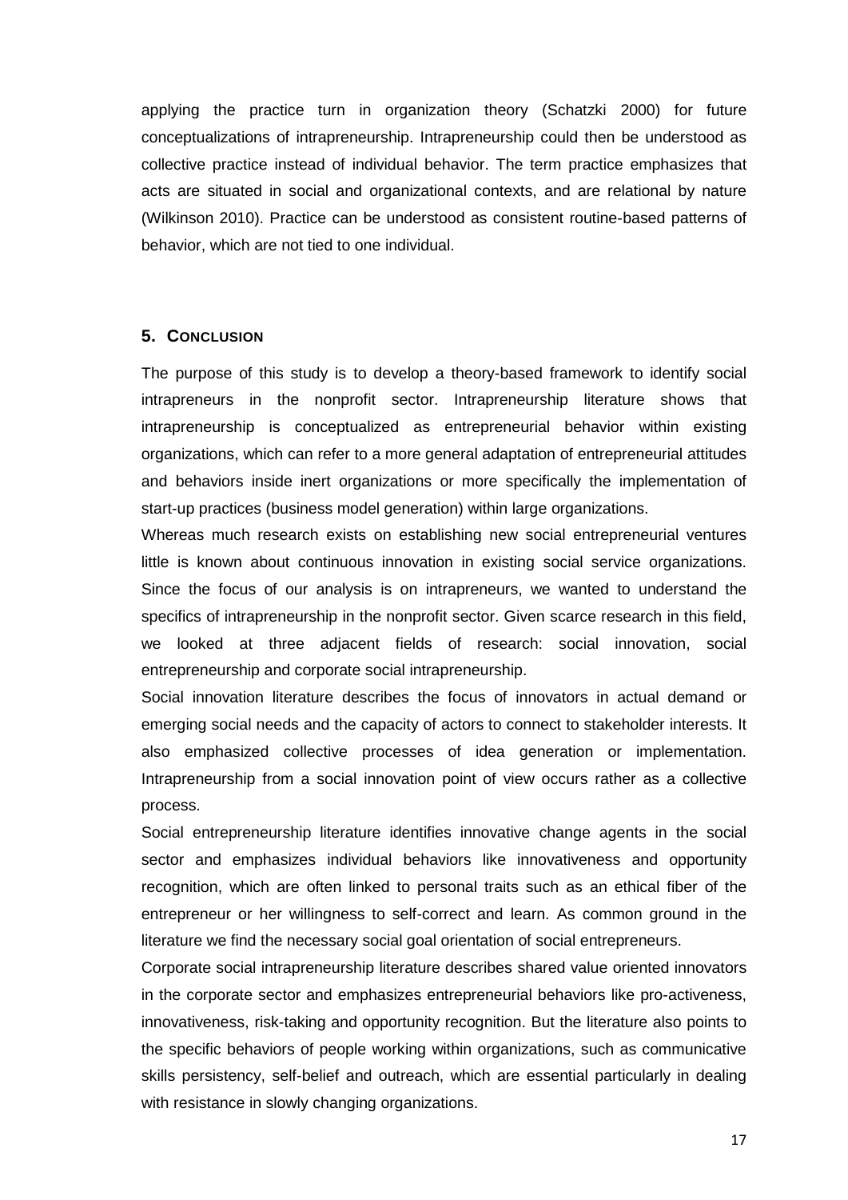applying the practice turn in organization theory (Schatzki 2000) for future conceptualizations of intrapreneurship. Intrapreneurship could then be understood as collective practice instead of individual behavior. The term practice emphasizes that acts are situated in social and organizational contexts, and are relational by nature (Wilkinson 2010). Practice can be understood as consistent routine-based patterns of behavior, which are not tied to one individual.

## 5. Conclusion

The purpose of this study is to develop a theory-based framework to identify social intrapreneurs in the nonprofit sector. Intrapreneurship literature shows that intrapreneurship is conceptualized as entrepreneurial behavior within existing organizations, which can refer to a more general adaptation of entrepreneurial attitudes and behaviors inside inert organizations or more specifically the implementation of start-up practices (business model generation) within large organizations.

Whereas much research exists on establishing new social entrepreneurial ventures little is known about continuous innovation in existing social service organizations. Since the focus of our analysis is on intrapreneurs, we wanted to understand the specifics of intrapreneurship in the nonprofit sector. Given scarce research in this field, we looked at three adjacent fields of research: social innovation, social entrepreneurship and corporate social intrapreneurship.

Social innovation literature describes the focus of innovators in actual demand or emerging social needs and the capacity of actors to connect to stakeholder interests. It also emphasized collective processes of idea generation or implementation. Intrapreneurship from a social innovation point of view occurs rather as a collective process.

Social entrepreneurship literature identifies innovative change agents in the social sector and emphasizes individual behaviors like innovativeness and opportunity recognition, which are often linked to personal traits such as an ethical fiber of the entrepreneur or her willingness to self-correct and learn. As common ground in the literature we find the necessary social goal orientation of social entrepreneurs.

Corporate social intrapreneurship literature describes shared value oriented innovators in the corporate sector and emphasizes entrepreneurial behaviors like pro-activeness, innovativeness, risk-taking and opportunity recognition. But the literature also points to the specific behaviors of people working within organizations, such as communicative skills persistency, self-belief and outreach, which are essential particularly in dealing with resistance in slowly changing organizations.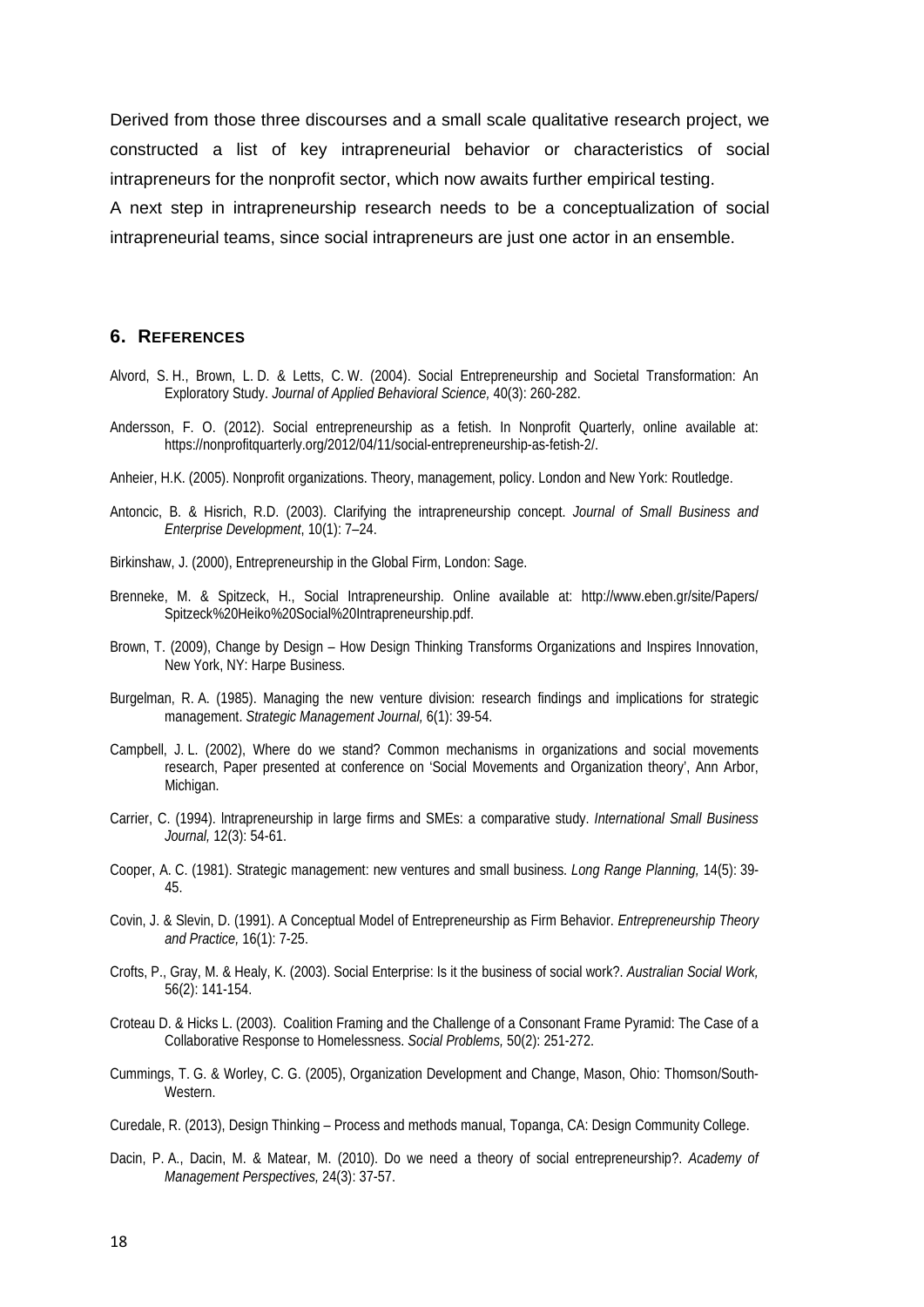Derived from those three discourses and a small scale qualitative research project, we constructed a list of key intrapreneurial behavior or characteristics of social intrapreneurs for the nonprofit sector, which now awaits further empirical testing.

A next step in intrapreneurship research needs to be a conceptualization of social intrapreneurial teams, since social intrapreneurs are just one actor in an ensemble.

## 6. REFERENCES

Alvord, S. H., Brown, L. D. & Letts, C. W. (2004). Social Entrepreneurship and Societal Transformation: An Exploratory Study. *Journal of Applied Behavioral Science,* 40(3): 260-282.

Andersson, F. O. (2012). Social entrepreneurship as a fetish. In Nonprofit Quarterly, online available at: https://nonprofitquarterly.org/2012/04/11/social-entrepreneurship-as-fetish-2/.

Anheier, H.K. (2005). Nonprofit organizations. Theory, management, policy. London and New York: Routledge.

Antoncic, B. & Hisrich, R.D. (2003). Clarifying the intrapreneurship concept. *Journal of Small Business and Enterprise Development*, 10(1): 7–24.

Birkinshaw, J. (2000), Entrepreneurship in the Global Firm, London: Sage.

Brenneke, M. & Spitzeck, H., Social Intrapreneurship. Online available at: http://www.eben.gr/site/Papers/Spitzeck%20Heiko%20Social%20Intrapreneurship.pdf.

Brown, T. (2009), Change by Design – How Design Thinking Transforms Organizations and Inspires Innovation, New York, NY: Harpe Business.

Burgelman, R. A. (1985). Managing the new venture division: research findings and implications for strategic management. *Strategic Management Journal,* 6(1): 39-54.

Campbell, J. L. (2002), Where do we stand? Common mechanisms in organizations and social movements research, Paper presented at conference on 'Social Movements and Organization theory', Ann Arbor, Michigan.

Carrier, C. (1994). lntrapreneurship in large firms and SMEs: a comparative study. *International Small Business Journal,* 12(3): 54-61.

Cooper, A. C. (1981). Strategic management: new ventures and small business. *Long Range Planning,* 14(5): 39-45.

Covin, J. & Slevin, D. (1991). A Conceptual Model of Entrepreneurship as Firm Behavior. *Entrepreneurship Theory and Practice,* 16(1): 7-25.

Crofts, P., Gray, M. & Healy, K. (2003). Social Enterprise: Is it the business of social work?. *Australian Social Work,* 56(2): 141-154.

Croteau D. & Hicks L. (2003). Coalition Framing and the Challenge of a Consonant Frame Pyramid: The Case of a Collaborative Response to Homelessness. *Social Problems,* 50(2): 251-272.

Cummings, T. G. & Worley, C. G. (2005), Organization Development and Change, Mason, Ohio: Thomson/South-Western.

Curedale, R. (2013), Design Thinking – Process and methods manual, Topanga, CA: Design Community College.

Dacin, P. A., Dacin, M. & Matear, M. (2010). Do we need a theory of social entrepreneurship?. *Academy of Management Perspectives,* 24(3): 37-57.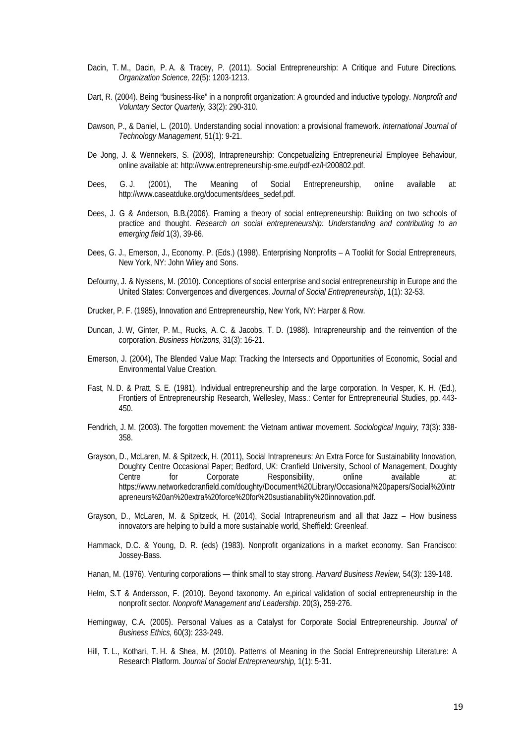Dacin, T. M., Dacin, P. A. & Tracey, P. (2011). Social Entrepreneurship: A Critique and Future Directions. *Organization Science,* 22(5): 1203-1213.

Dart, R. (2004). Being "business-like" in a nonprofit organization: A grounded and inductive typology. *Nonprofit and Voluntary Sector Quarterly,* 33(2): 290-310.

Dawson, P., & Daniel, L. (2010). Understanding social innovation: a provisional framework. *International Journal of Technology Management,* 51(1): 9-21.

De Jong, J. & Wennekers, S. (2008), Intrapreneurship: Concpetualizing Entrepreneurial Employee Behaviour, online available at: http://www.entrepreneurship-sme.eu/pdf-ez/H200802.pdf.

Dees, G. J. (2001), The Meaning of Social Entrepreneurship, online available at: http://www.caseatduke.org/documents/dees_sedef.pdf.

Dees, J. G & Anderson, B.B.(2006). Framing a theory of social entrepreneurship: Building on two schools of practice and thought. *Research on social entrepreneurship: Understanding and contributing to an emerging field* 1(3), 39-66.

Dees, G. J., Emerson, J., Economy, P. (Eds.) (1998), Enterprising Nonprofits – A Toolkit for Social Entrepreneurs, New York, NY: John Wiley and Sons.

Defourny, J. & Nyssens, M. (2010). Conceptions of social enterprise and social entrepreneurship in Europe and the United States: Convergences and divergences. *Journal of Social Entrepreneurship*, 1(1): 32-53.

Drucker, P. F. (1985), Innovation and Entrepreneurship, New York, NY: Harper & Row.

Duncan, J. W, Ginter, P. M., Rucks, A. C. & Jacobs, T. D. (1988). Intrapreneurship and the reinvention of the corporation. *Business Horizons,* 31(3): 16-21.

Emerson, J. (2004), The Blended Value Map: Tracking the Intersects and Opportunities of Economic, Social and Environmental Value Creation.

Fast, N. D. & Pratt, S. E. (1981). Individual entrepreneurship and the large corporation. In Vesper, K. H. (Ed.), Frontiers of Entrepreneurship Research, Wellesley, Mass.: Center for Entrepreneurial Studies, pp. 443-450.

Fendrich, J. M. (2003). The forgotten movement: the Vietnam antiwar movement. *Sociological Inquiry,* 73(3): 338-358.

Grayson, D., McLaren, M. & Spitzeck, H. (2011), Social Intrapreneurs: An Extra Force for Sustainability Innovation, Doughty Centre Occasional Paper; Bedford, UK: Cranfield University, School of Management, Doughty Centre for Corporate Responsibility, online available at: https://www.networkedcranfield.com/doughty/Document%20Library/Occasional%20papers/Social%20intrapreneurs%20an%20extra%20force%20for%20sustianability%20innovation.pdf.

Grayson, D., McLaren, M. & Spitzeck, H. (2014), Social Intrapreneurism and all that Jazz – How business innovators are helping to build a more sustainable world, Sheffield: Greenleaf.

Hammack, D.C. & Young, D. R. (eds) (1983). Nonprofit organizations in a market economy. San Francisco: Jossey-Bass.

Hanan, M. (1976). Venturing corporations — think small to stay strong. *Harvard Business Review,* 54(3): 139-148.

Helm, S.T & Andersson, F. (2010). Beyond taxonomy. An e,pirical validation of social entrepreneurship in the nonprofit sector. *Nonprofit Management and Leadership*. 20(3), 259-276.

Hemingway, C.A. (2005). Personal Values as a Catalyst for Corporate Social Entrepreneurship. *Journal of Business Ethics,* 60(3): 233-249.

Hill, T. L., Kothari, T. H. & Shea, M. (2010). Patterns of Meaning in the Social Entrepreneurship Literature: A Research Platform. *Journal of Social Entrepreneurship,* 1(1): 5-31.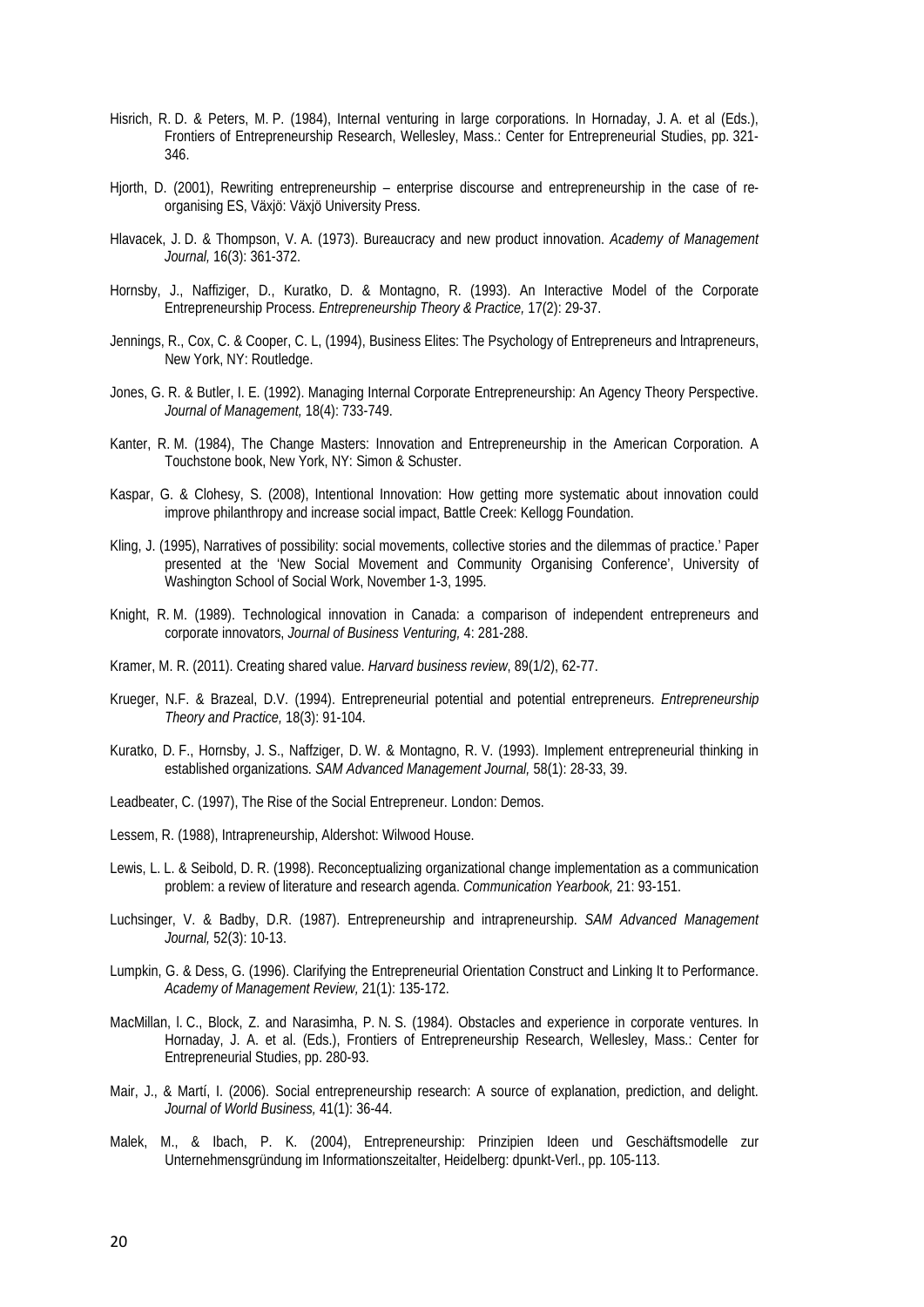Hisrich, R. D. & Peters, M. P. (1984), Internal venturing in large corporations. In Hornaday, J. A. et al (Eds.), Frontiers of Entrepreneurship Research, Wellesley, Mass.: Center for Entrepreneurial Studies, pp. 321-346.

Hjorth, D. (2001), Rewriting entrepreneurship – enterprise discourse and entrepreneurship in the case of re-organising ES, Växjö: Växjö University Press.

Hlavacek, J. D. & Thompson, V. A. (1973). Bureaucracy and new product innovation. *Academy of Management Journal,* 16(3): 361-372.

Hornsby, J., Naffiziger, D., Kuratko, D. & Montagno, R. (1993). An Interactive Model of the Corporate Entrepreneurship Process. *Entrepreneurship Theory & Practice,* 17(2): 29-37.

Jennings, R., Cox, C. & Cooper, C. L, (1994), Business Elites: The Psychology of Entrepreneurs and lntrapreneurs, New York, NY: Routledge.

Jones, G. R. & Butler, I. E. (1992). Managing Internal Corporate Entrepreneurship: An Agency Theory Perspective. *Journal of Management,* 18(4): 733-749.

Kanter, R. M. (1984), The Change Masters: Innovation and Entrepreneurship in the American Corporation. A Touchstone book, New York, NY: Simon & Schuster.

Kaspar, G. & Clohesy, S. (2008), Intentional Innovation: How getting more systematic about innovation could improve philanthropy and increase social impact, Battle Creek: Kellogg Foundation.

Kling, J. (1995), Narratives of possibility: social movements, collective stories and the dilemmas of practice.' Paper presented at the 'New Social Movement and Community Organising Conference', University of Washington School of Social Work, November 1-3, 1995.

Knight, R. M. (1989). Technological innovation in Canada: a comparison of independent entrepreneurs and corporate innovators, *Journal of Business Venturing,* 4: 281-288.

Kramer, M. R. (2011). Creating shared value. *Harvard business review*, 89(1/2), 62-77.

Krueger, N.F. & Brazeal, D.V. (1994). Entrepreneurial potential and potential entrepreneurs. *Entrepreneurship Theory and Practice,* 18(3): 91-104.

Kuratko, D. F., Hornsby, J. S., Naffziger, D. W. & Montagno, R. V. (1993). Implement entrepreneurial thinking in established organizations. *SAM Advanced Management Journal,* 58(1): 28-33, 39.

Leadbeater, C. (1997), The Rise of the Social Entrepreneur. London: Demos.

Lessem, R. (1988), Intrapreneurship, Aldershot: Wilwood House.

Lewis, L. L. & Seibold, D. R. (1998). Reconceptualizing organizational change implementation as a communication problem: a review of literature and research agenda. *Communication Yearbook,* 21: 93-151.

Luchsinger, V. & Badby, D.R. (1987). Entrepreneurship and intrapreneurship. *SAM Advanced Management Journal,* 52(3): 10-13.

Lumpkin, G. & Dess, G. (1996). Clarifying the Entrepreneurial Orientation Construct and Linking It to Performance. *Academy of Management Review,* 21(1): 135-172.

MacMillan, l. C., Block, Z. and Narasimha, P. N. S. (1984). Obstacles and experience in corporate ventures. In Hornaday, J. A. et al. (Eds.), Frontiers of Entrepreneurship Research, Wellesley, Mass.: Center for Entrepreneurial Studies, pp. 280-93.

Mair, J., & Martí, I. (2006). Social entrepreneurship research: A source of explanation, prediction, and delight. *Journal of World Business,* 41(1): 36-44.

Malek, M., & Ibach, P. K. (2004), Entrepreneurship: Prinzipien Ideen und Geschäftsmodelle zur Unternehmensgründung im Informationszeitalter, Heidelberg: dpunkt-Verl., pp. 105-113.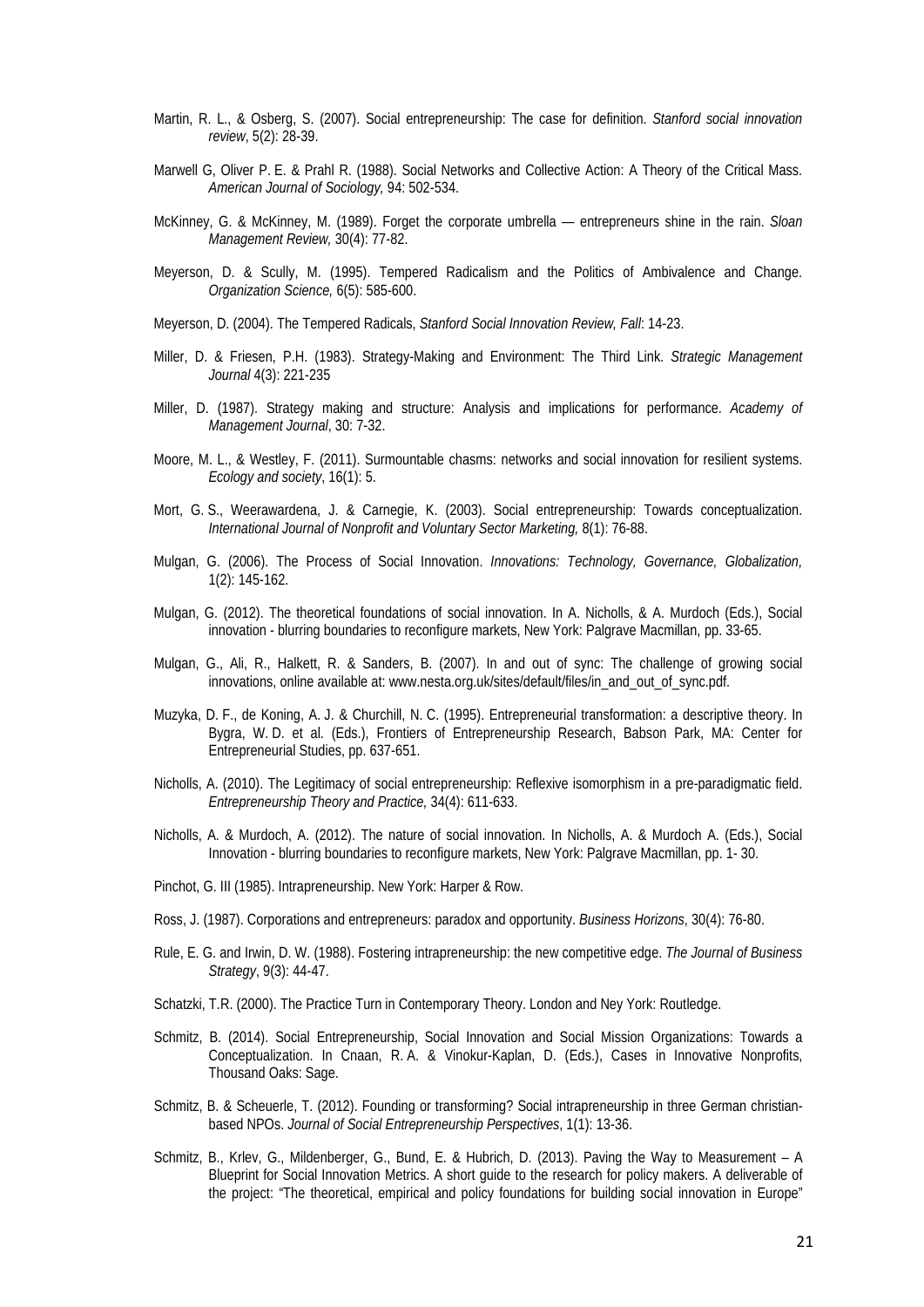Martin, R. L., & Osberg, S. (2007). Social entrepreneurship: The case for definition. *Stanford social innovation review*, 5(2): 28-39.

Marwell G, Oliver P. E. & Prahl R. (1988). Social Networks and Collective Action: A Theory of the Critical Mass. *American Journal of Sociology,* 94: 502-534.

McKinney, G. & McKinney, M. (1989). Forget the corporate umbrella — entrepreneurs shine in the rain. *Sloan Management Review,* 30(4): 77-82.

Meyerson, D. & Scully, M. (1995). Tempered Radicalism and the Politics of Ambivalence and Change. *Organization Science,* 6(5): 585-600.

Meyerson, D. (2004). The Tempered Radicals, *Stanford Social Innovation Review, Fall*: 14-23.

Miller, D. & Friesen, P.H. (1983). Strategy-Making and Environment: The Third Link. *Strategic Management Journal* 4(3): 221-235

Miller, D. (1987). Strategy making and structure: Analysis and implications for performance. *Academy of Management Journal*, 30: 7-32.

Moore, M. L., & Westley, F. (2011). Surmountable chasms: networks and social innovation for resilient systems. *Ecology and society*, 16(1): 5.

Mort, G. S., Weerawardena, J. & Carnegie, K. (2003). Social entrepreneurship: Towards conceptualization. *International Journal of Nonprofit and Voluntary Sector Marketing,* 8(1): 76-88.

Mulgan, G. (2006). The Process of Social Innovation. *Innovations: Technology, Governance, Globalization,* 1(2): 145-162.

Mulgan, G. (2012). The theoretical foundations of social innovation. In A. Nicholls, & A. Murdoch (Eds.), Social innovation - blurring boundaries to reconfigure markets, New York: Palgrave Macmillan, pp. 33-65.

Mulgan, G., Ali, R., Halkett, R. & Sanders, B. (2007). In and out of sync: The challenge of growing social innovations, online available at: www.nesta.org.uk/sites/default/files/in_and_out_of_sync.pdf.

Muzyka, D. F., de Koning, A. J. & Churchill, N. C. (1995). Entrepreneurial transformation: a descriptive theory. In Bygra, W. D. et al. (Eds.), Frontiers of Entrepreneurship Research, Babson Park, MA: Center for Entrepreneurial Studies, pp. 637-651.

Nicholls, A. (2010). The Legitimacy of social entrepreneurship: Reflexive isomorphism in a pre-paradigmatic field. *Entrepreneurship Theory and Practice,* 34(4): 611-633.

Nicholls, A. & Murdoch, A. (2012). The nature of social innovation. In Nicholls, A. & Murdoch A. (Eds.), Social Innovation - blurring boundaries to reconfigure markets, New York: Palgrave Macmillan, pp. 1- 30.

Pinchot, G. III (1985). Intrapreneurship. New York: Harper & Row.

Ross, J. (1987). Corporations and entrepreneurs: paradox and opportunity. *Business Horizons*, 30(4): 76-80.

Rule, E. G. and Irwin, D. W. (1988). Fostering intrapreneurship: the new competitive edge. *The Journal of Business Strategy*, 9(3): 44-47.

Schatzki, T.R. (2000). The Practice Turn in Contemporary Theory. London and Ney York: Routledge.

Schmitz, B. (2014). Social Entrepreneurship, Social Innovation and Social Mission Organizations: Towards a Conceptualization. In Cnaan, R. A. & Vinokur-Kaplan, D. (Eds.), Cases in Innovative Nonprofits, Thousand Oaks: Sage.

Schmitz, B. & Scheuerle, T. (2012). Founding or transforming? Social intrapreneurship in three German christian-based NPOs. *Journal of Social Entrepreneurship Perspectives*, 1(1): 13-36.

Schmitz, B., Krlev, G., Mildenberger, G., Bund, E. & Hubrich, D. (2013). Paving the Way to Measurement – A Blueprint for Social Innovation Metrics. A short guide to the research for policy makers. A deliverable of the project: "The theoretical, empirical and policy foundations for building social innovation in Europe"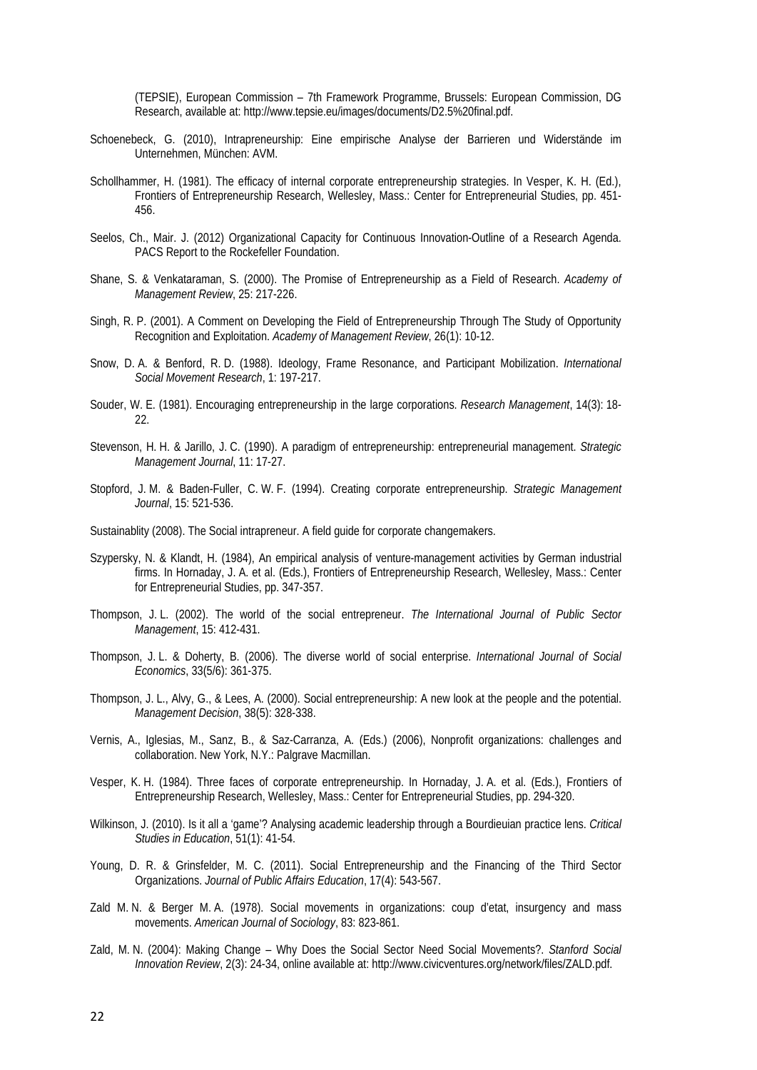(TEPSIE), European Commission – 7th Framework Programme, Brussels: European Commission, DG Research, available at: http://www.tepsie.eu/images/documents/D2.5%20final.pdf.

Schoenebeck, G. (2010), Intrapreneurship: Eine empirische Analyse der Barrieren und Widerstände im Unternehmen, München: AVM.

Schollhammer, H. (1981). The efficacy of internal corporate entrepreneurship strategies. In Vesper, K. H. (Ed.), Frontiers of Entrepreneurship Research, Wellesley, Mass.: Center for Entrepreneurial Studies, pp. 451-456.

Seelos, Ch., Mair. J. (2012) Organizational Capacity for Continuous Innovation-Outline of a Research Agenda. PACS Report to the Rockefeller Foundation.

Shane, S. & Venkataraman, S. (2000). The Promise of Entrepreneurship as a Field of Research. *Academy of Management Review*, 25: 217-226.

Singh, R. P. (2001). A Comment on Developing the Field of Entrepreneurship Through The Study of Opportunity Recognition and Exploitation. *Academy of Management Review*, 26(1): 10-12.

Snow, D. A. & Benford, R. D. (1988). Ideology, Frame Resonance, and Participant Mobilization. *International Social Movement Research*, 1: 197-217.

Souder, W. E. (1981). Encouraging entrepreneurship in the large corporations. *Research Management*, 14(3): 18-22.

Stevenson, H. H. & Jarillo, J. C. (1990). A paradigm of entrepreneurship: entrepreneurial management. *Strategic Management Journal*, 11: 17-27.

Stopford, J. M. & Baden-Fuller, C. W. F. (1994). Creating corporate entrepreneurship. *Strategic Management Journal*, 15: 521-536.

Sustainablity (2008). The Social intrapreneur. A field guide for corporate changemakers.

Szypersky, N. & Klandt, H. (1984), An empirical analysis of venture-management activities by German industrial firms. In Hornaday, J. A. et al. (Eds.), Frontiers of Entrepreneurship Research, Wellesley, Mass.: Center for Entrepreneurial Studies, pp. 347-357.

Thompson, J. L. (2002). The world of the social entrepreneur. *The International Journal of Public Sector Management*, 15: 412-431.

Thompson, J. L. & Doherty, B. (2006). The diverse world of social enterprise. *International Journal of Social Economics*, 33(5/6): 361-375.

Thompson, J. L., Alvy, G., & Lees, A. (2000). Social entrepreneurship: A new look at the people and the potential. *Management Decision*, 38(5): 328-338.

Vernis, A., Iglesias, M., Sanz, B., & Saz-Carranza, A. (Eds.) (2006), Nonprofit organizations: challenges and collaboration. New York, N.Y.: Palgrave Macmillan.

Vesper, K. H. (1984). Three faces of corporate entrepreneurship. In Hornaday, J. A. et al. (Eds.), Frontiers of Entrepreneurship Research, Wellesley, Mass.: Center for Entrepreneurial Studies, pp. 294-320.

Wilkinson, J. (2010). Is it all a 'game'? Analysing academic leadership through a Bourdieuian practice lens. *Critical Studies in Education*, 51(1): 41-54.

Young, D. R. & Grinsfelder, M. C. (2011). Social Entrepreneurship and the Financing of the Third Sector Organizations. *Journal of Public Affairs Education*, 17(4): 543-567.

Zald M. N. & Berger M. A. (1978). Social movements in organizations: coup d'etat, insurgency and mass movements. *American Journal of Sociology*, 83: 823-861.

Zald, M. N. (2004): Making Change – Why Does the Social Sector Need Social Movements?. *Stanford Social Innovation Review*, 2(3): 24-34, online available at: http://www.civicventures.org/network/files/ZALD.pdf.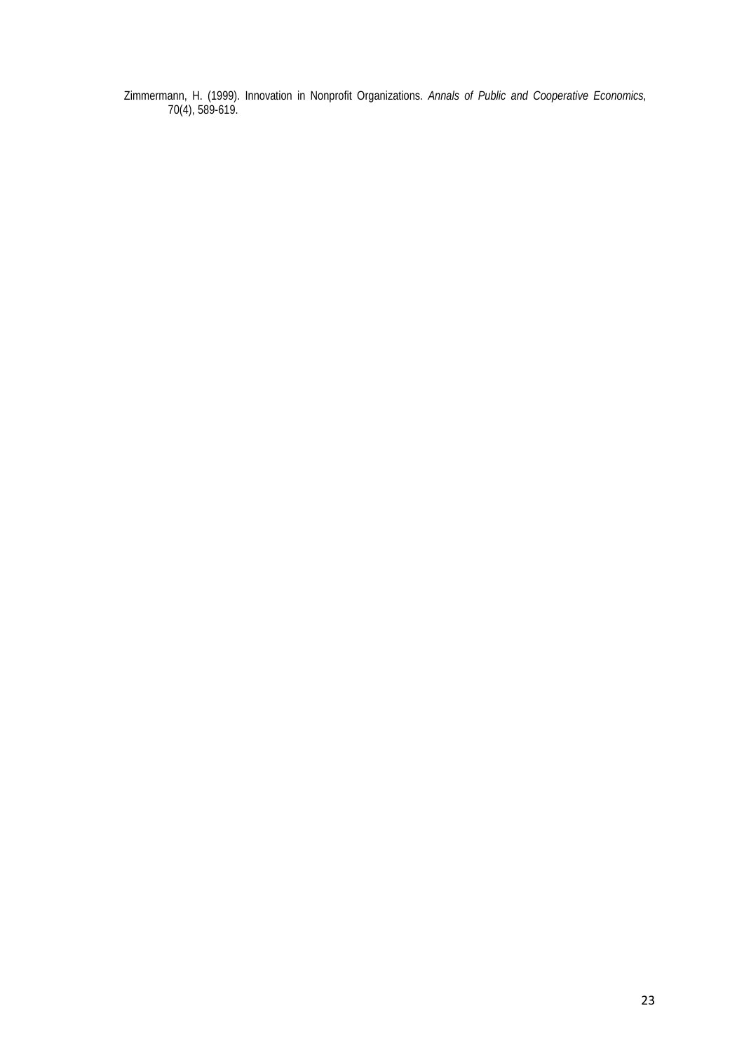Zimmermann, H. (1999). Innovation in Nonprofit Organizations. *Annals of Public and Cooperative Economics*, 70(4), 589-619.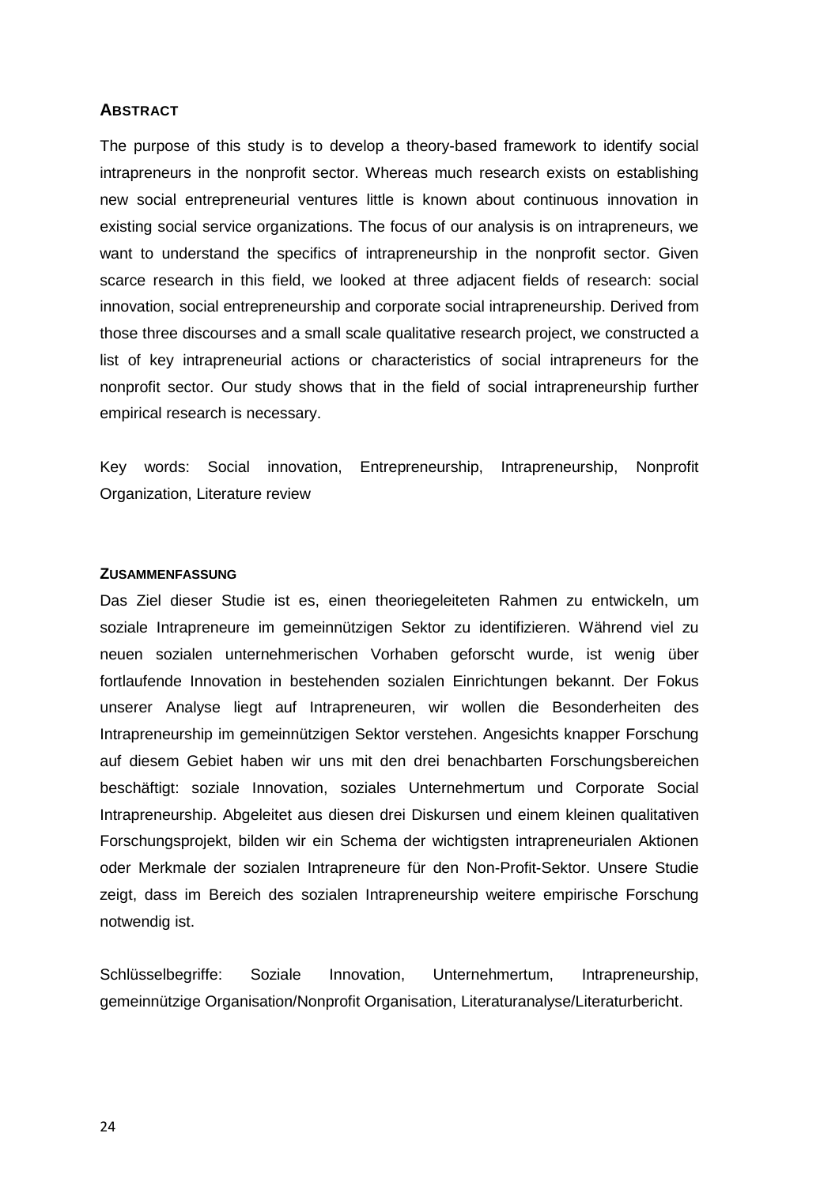## Abstract

The purpose of this study is to develop a theory-based framework to identify social intrapreneurs in the nonprofit sector. Whereas much research exists on establishing new social entrepreneurial ventures little is known about continuous innovation in existing social service organizations. The focus of our analysis is on intrapreneurs, we want to understand the specifics of intrapreneurship in the nonprofit sector. Given scarce research in this field, we looked at three adjacent fields of research: social innovation, social entrepreneurship and corporate social intrapreneurship. Derived from those three discourses and a small scale qualitative research project, we constructed a list of key intrapreneurial actions or characteristics of social intrapreneurs for the nonprofit sector. Our study shows that in the field of social intrapreneurship further empirical research is necessary.

Key words: Social innovation, Entrepreneurship, Intrapreneurship, Nonprofit Organization, Literature review

## Zusammenfassung

Das Ziel dieser Studie ist es, einen theoriegeleiteten Rahmen zu entwickeln, um soziale Intrapreneure im gemeinnützigen Sektor zu identifizieren. Während viel zu neuen sozialen unternehmerischen Vorhaben geforscht wurde, ist wenig über fortlaufende Innovation in bestehenden sozialen Einrichtungen bekannt. Der Fokus unserer Analyse liegt auf Intrapreneuren, wir wollen die Besonderheiten des Intrapreneurship im gemeinnützigen Sektor verstehen. Angesichts knapper Forschung auf diesem Gebiet haben wir uns mit den drei benachbarten Forschungsbereichen beschäftigt: soziale Innovation, soziales Unternehmertum und Corporate Social Intrapreneurship. Abgeleitet aus diesen drei Diskursen und einem kleinen qualitativen Forschungsprojekt, bilden wir ein Schema der wichtigsten intrapreneurialen Aktionen oder Merkmale der sozialen Intrapreneure für den Non-Profit-Sektor. Unsere Studie zeigt, dass im Bereich des sozialen Intrapreneurship weitere empirische Forschung notwendig ist.

Schlüsselbegriffe: Soziale Innovation, Unternehmertum, Intrapreneurship, gemeinnützige Organisation/Nonprofit Organisation, Literaturanalyse/Literaturbericht.